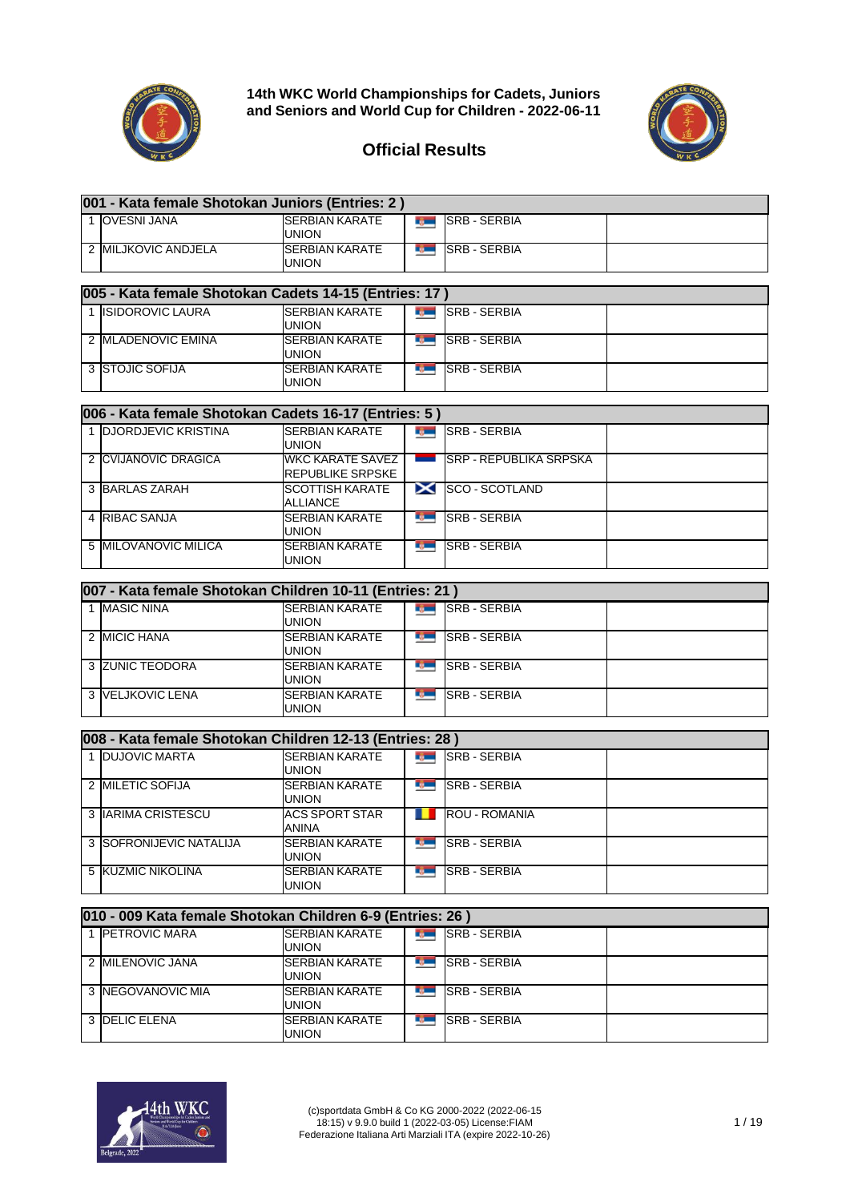# 14th WKC World Championships for Cadets, Juniors and Seniors and World Cup for Children - 2022-06-11

## Official Results

### 001 - Kata female Shotokan Juniors (Entries: 2 )

| Place | Name | Club | Country | |
|---|---|---|---|---|
| 1 | OVESNI JANA | SERBIAN KARATE UNION | SRB - SERBIA | |
| 2 | MILJKOVIC ANDJELA | SERBIAN KARATE UNION | SRB - SERBIA | |

### 005 - Kata female Shotokan Cadets 14-15 (Entries: 17 )

| Place | Name | Club | Country | |
|---|---|---|---|---|
| 1 | ISIDOROVIC LAURA | SERBIAN KARATE UNION | SRB - SERBIA | |
| 2 | MLADENOVIC EMINA | SERBIAN KARATE UNION | SRB - SERBIA | |
| 3 | STOJIC SOFIJA | SERBIAN KARATE UNION | SRB - SERBIA | |

### 006 - Kata female Shotokan Cadets 16-17 (Entries: 5 )

| Place | Name | Club | Country | |
|---|---|---|---|---|
| 1 | DJORDJEVIC KRISTINA | SERBIAN KARATE UNION | SRB - SERBIA | |
| 2 | CVIJANOVIĆ DRAGICA | WKC KARATE SAVEZ REPUBLIKE SRPSKE | SRP - REPUBLIKA SRPSKA | |
| 3 | BARLAS ZARAH | SCOTTISH KARATE ALLIANCE | SCO - SCOTLAND | |
| 4 | RIBAC SANJA | SERBIAN KARATE UNION | SRB - SERBIA | |
| 5 | MILOVANOVIC MILICA | SERBIAN KARATE UNION | SRB - SERBIA | |

### 007 - Kata female Shotokan Children 10-11 (Entries: 21 )

| Place | Name | Club | Country | |
|---|---|---|---|---|
| 1 | MASIC NINA | SERBIAN KARATE UNION | SRB - SERBIA | |
| 2 | MICIC HANA | SERBIAN KARATE UNION | SRB - SERBIA | |
| 3 | ZUNIC TEODORA | SERBIAN KARATE UNION | SRB - SERBIA | |
| 3 | VELJKOVIC LENA | SERBIAN KARATE UNION | SRB - SERBIA | |

### 008 - Kata female Shotokan Children 12-13 (Entries: 28 )

| Place | Name | Club | Country | |
|---|---|---|---|---|
| 1 | DUJOVIC MARTA | SERBIAN KARATE UNION | SRB - SERBIA | |
| 2 | MILETIC SOFIJA | SERBIAN KARATE UNION | SRB - SERBIA | |
| 3 | IARIMA CRISTESCU | ACS SPORT STAR ANINA | ROU - ROMANIA | |
| 3 | SOFRONIJEVIC NATALIJA | SERBIAN KARATE UNION | SRB - SERBIA | |
| 5 | KUZMIC NIKOLINA | SERBIAN KARATE UNION | SRB - SERBIA | |

### 010 - 009 Kata female Shotokan Children 6-9 (Entries: 26 )

| Place | Name | Club | Country | |
|---|---|---|---|---|
| 1 | PETROVIC MARA | SERBIAN KARATE UNION | SRB - SERBIA | |
| 2 | MILENOVIC JANA | SERBIAN KARATE UNION | SRB - SERBIA | |
| 3 | NEGOVANOVIC MIA | SERBIAN KARATE UNION | SRB - SERBIA | |
| 3 | DELIC ELENA | SERBIAN KARATE UNION | SRB - SERBIA | |

(c)sportdata GmbH & Co KG 2000-2022 (2022-06-15 18:15) v 9.9.0 build 1 (2022-03-05) License:FIAM Federazione Italiana Arti Marziali ITA (expire 2022-10-26)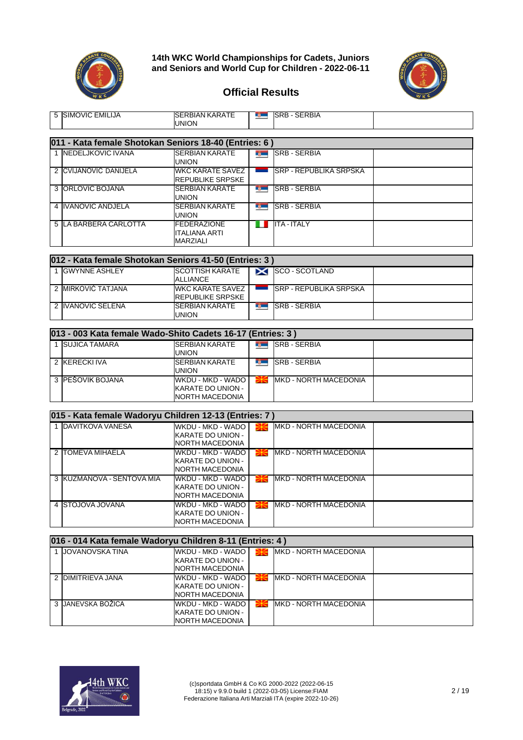# 14th WKC World Championships for Cadets, Juniors and Seniors and World Cup for Children - 2022-06-11

## Official Results

| | | | | |
|---|---|---|---|---|
| 5 | SIMOVIC EMILIJA | SERBIAN KARATE UNION | SRB - SERBIA | |

### 011 - Kata female Shotokan Seniors 18-40 (Entries: 6 )

| Place | Name | Club | Country | |
|---|---|---|---|---|
| 1 | NEDELJKOVIC IVANA | SERBIAN KARATE UNION | SRB - SERBIA | |
| 2 | CVIJANOVIĆ DANIJELA | WKC KARATE SAVEZ REPUBLIKE SRPSKE | SRP - REPUBLIKA SRPSKA | |
| 3 | ORLOVIC BOJANA | SERBIAN KARATE UNION | SRB - SERBIA | |
| 4 | IVANOVIC ANDJELA | SERBIAN KARATE UNION | SRB - SERBIA | |
| 5 | LA BARBERA CARLOTTA | FEDERAZIONE ITALIANA ARTI MARZIALI | ITA - ITALY | |

### 012 - Kata female Shotokan Seniors 41-50 (Entries: 3 )

| Place | Name | Club | Country | |
|---|---|---|---|---|
| 1 | GWYNNE ASHLEY | SCOTTISH KARATE ALLIANCE | SCO - SCOTLAND | |
| 2 | MIRKOVIĆ TATJANA | WKC KARATE SAVEZ REPUBLIKE SRPSKE | SRP - REPUBLIKA SRPSKA | |
| 2 | IVANOVIC SELENA | SERBIAN KARATE UNION | SRB - SERBIA | |

### 013 - 003 Kata female Wado-Shito Cadets 16-17 (Entries: 3 )

| Place | Name | Club | Country | |
|---|---|---|---|---|
| 1 | SUJICA TAMARA | SERBIAN KARATE UNION | SRB - SERBIA | |
| 2 | KERECKI IVA | SERBIAN KARATE UNION | SRB - SERBIA | |
| 3 | PEŠOVIK BOJANA | WKDU - MKD - WADO KARATE DO UNION - NORTH MACEDONIA | MKD - NORTH MACEDONIA | |

### 015 - Kata female Wadoryu Children 12-13 (Entries: 7 )

| Place | Name | Club | Country | |
|---|---|---|---|---|
| 1 | DAVITKOVA VANESA | WKDU - MKD - WADO KARATE DO UNION - NORTH MACEDONIA | MKD - NORTH MACEDONIA | |
| 2 | TOMEVA MIHAELA | WKDU - MKD - WADO KARATE DO UNION - NORTH MACEDONIA | MKD - NORTH MACEDONIA | |
| 3 | KUZMANOVA - SENTOVA MIA | WKDU - MKD - WADO KARATE DO UNION - NORTH MACEDONIA | MKD - NORTH MACEDONIA | |
| 4 | STOJOVA JOVANA | WKDU - MKD - WADO KARATE DO UNION - NORTH MACEDONIA | MKD - NORTH MACEDONIA | |

### 016 - 014 Kata female Wadoryu Children 8-11 (Entries: 4 )

| Place | Name | Club | Country | |
|---|---|---|---|---|
| 1 | JOVANOVSKA TINA | WKDU - MKD - WADO KARATE DO UNION - NORTH MACEDONIA | MKD - NORTH MACEDONIA | |
| 2 | DIMITRIEVA JANA | WKDU - MKD - WADO KARATE DO UNION - NORTH MACEDONIA | MKD - NORTH MACEDONIA | |
| 3 | JANEVSKA BOŽICA | WKDU - MKD - WADO KARATE DO UNION - NORTH MACEDONIA | MKD - NORTH MACEDONIA | |

(c)sportdata GmbH & Co KG 2000-2022 (2022-06-15 18:15) v 9.9.0 build 1 (2022-03-05) License:FIAM Federazione Italiana Arti Marziali ITA (expire 2022-10-26)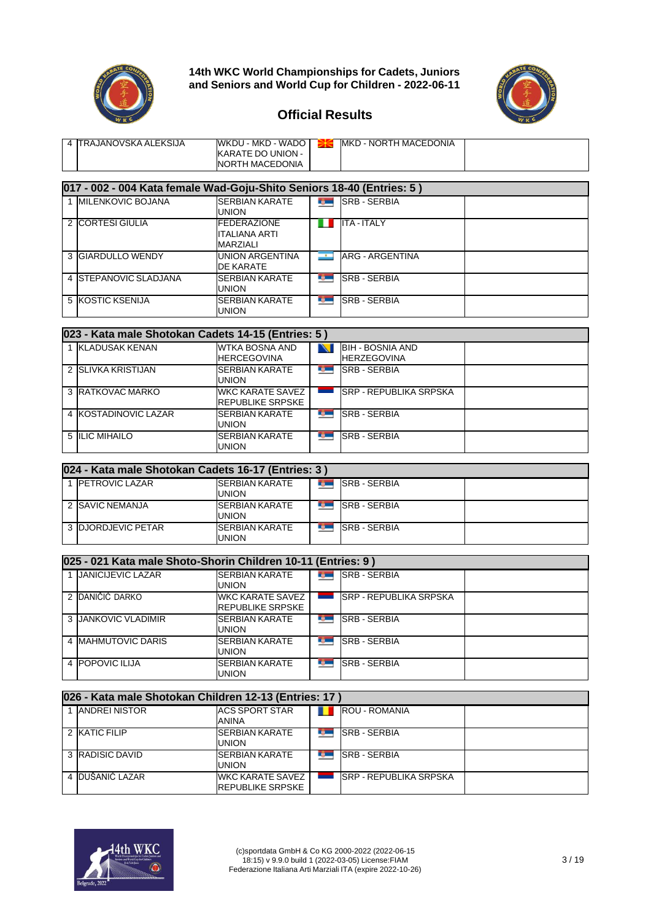**14th WKC World Championships for Cadets, Juniors and Seniors and World Cup for Children - 2022-06-11**

## Official Results

| | | | |
|---|---|---|---|
| 4 | TRAJANOVSKA ALEKSIJA | WKDU - MKD - WADO KARATE DO UNION - NORTH MACEDONIA | MKD - NORTH MACEDONIA |

### 017 - 002 - 004 Kata female Wad-Goju-Shito Seniors 18-40 (Entries: 5 )

| | | | |
|---|---|---|---|
| 1 | MILENKOVIC BOJANA | SERBIAN KARATE UNION | SRB - SERBIA |
| 2 | CORTESI GIULIA | FEDERAZIONE ITALIANA ARTI MARZIALI | ITA - ITALY |
| 3 | GIARDULLO WENDY | UNION ARGENTINA DE KARATE | ARG - ARGENTINA |
| 4 | STEPANOVIC SLADJANA | SERBIAN KARATE UNION | SRB - SERBIA |
| 5 | KOSTIC KSENIJA | SERBIAN KARATE UNION | SRB - SERBIA |

### 023 - Kata male Shotokan Cadets 14-15 (Entries: 5 )

| | | | |
|---|---|---|---|
| 1 | KLADUSAK KENAN | WTKA BOSNIA AND HERCEGOVINA | BIH - BOSNIA AND HERZEGOVINA |
| 2 | SLIVKA KRISTIJAN | SERBIAN KARATE UNION | SRB - SERBIA |
| 3 | RATKOVAC MARKO | WKC KARATE SAVEZ REPUBLIKE SRPSKE | SRP - REPUBLIKA SRPSKA |
| 4 | KOSTADINOVIC LAZAR | SERBIAN KARATE UNION | SRB - SERBIA |
| 5 | ILIC MIHAILO | SERBIAN KARATE UNION | SRB - SERBIA |

### 024 - Kata male Shotokan Cadets 16-17 (Entries: 3 )

| | | | |
|---|---|---|---|
| 1 | PETROVIC LAZAR | SERBIAN KARATE UNION | SRB - SERBIA |
| 2 | SAVIC NEMANJA | SERBIAN KARATE UNION | SRB - SERBIA |
| 3 | DJORDJEVIC PETAR | SERBIAN KARATE UNION | SRB - SERBIA |

### 025 - 021 Kata male Shoto-Shorin Children 10-11 (Entries: 9 )

| | | | |
|---|---|---|---|
| 1 | JANICIJEVIC LAZAR | SERBIAN KARATE UNION | SRB - SERBIA |
| 2 | DANIČIĆ DARKO | WKC KARATE SAVEZ REPUBLIKE SRPSKE | SRP - REPUBLIKA SRPSKA |
| 3 | JANKOVIC VLADIMIR | SERBIAN KARATE UNION | SRB - SERBIA |
| 4 | MAHMUTOVIC DARIS | SERBIAN KARATE UNION | SRB - SERBIA |
| 4 | POPOVIC ILIJA | SERBIAN KARATE UNION | SRB - SERBIA |

### 026 - Kata male Shotokan Children 12-13 (Entries: 17 )

| | | | |
|---|---|---|---|
| 1 | ANDREI NISTOR | ACS SPORT STAR ANINA | ROU - ROMANIA |
| 2 | KATIC FILIP | SERBIAN KARATE UNION | SRB - SERBIA |
| 3 | RADISIC DAVID | SERBIAN KARATE UNION | SRB - SERBIA |
| 4 | DUŠANIĆ LAZAR | WKC KARATE SAVEZ REPUBLIKE SRPSKE | SRP - REPUBLIKA SRPSKA |

(c)sportdata GmbH & Co KG 2000-2022 (2022-06-15 18:15) v 9.9.0 build 1 (2022-03-05) License:FIAM Federazione Italiana Arti Marziali ITA (expire 2022-10-26)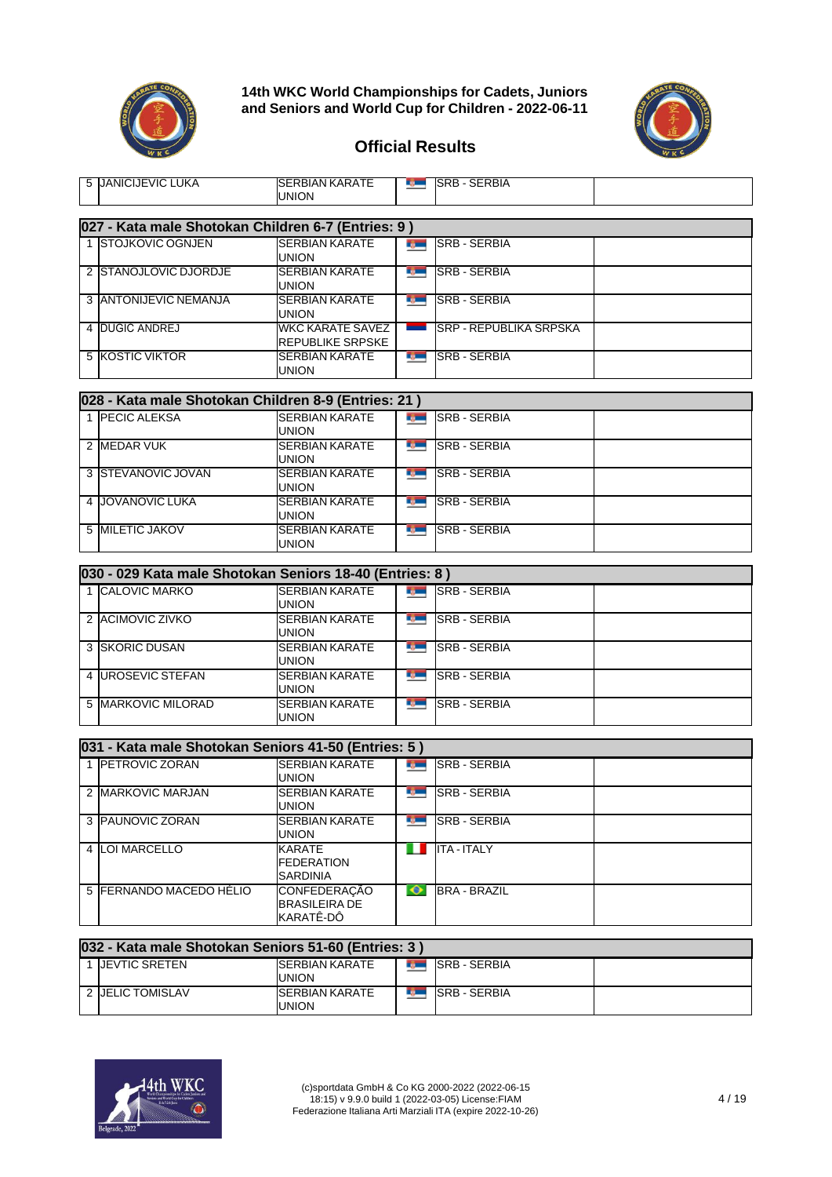**14th WKC World Championships for Cadets, Juniors and Seniors and World Cup for Children - 2022-06-11**

## Official Results

| | | | |
|---|---|---|---|
| 5 | JANICIJEVIC LUKA | SERBIAN KARATE UNION | SRB - SERBIA |

### 027 - Kata male Shotokan Children 6-7 (Entries: 9 )

| | | | |
|---|---|---|---|
| 1 | STOJKOVIC OGNJEN | SERBIAN KARATE UNION | SRB - SERBIA |
| 2 | STANOJLOVIC DJORDJE | SERBIAN KARATE UNION | SRB - SERBIA |
| 3 | ANTONIJEVIC NEMANJA | SERBIAN KARATE UNION | SRB - SERBIA |
| 4 | DUGIC ANDREJ | WKC KARATE SAVEZ REPUBLIKE SRPSKE | SRP - REPUBLIKA SRPSKA |
| 5 | KOSTIC VIKTOR | SERBIAN KARATE UNION | SRB - SERBIA |

### 028 - Kata male Shotokan Children 8-9 (Entries: 21 )

| | | | |
|---|---|---|---|
| 1 | PECIC ALEKSA | SERBIAN KARATE UNION | SRB - SERBIA |
| 2 | MEDAR VUK | SERBIAN KARATE UNION | SRB - SERBIA |
| 3 | STEVANOVIC JOVAN | SERBIAN KARATE UNION | SRB - SERBIA |
| 4 | JOVANOVIC LUKA | SERBIAN KARATE UNION | SRB - SERBIA |
| 5 | MILETIC JAKOV | SERBIAN KARATE UNION | SRB - SERBIA |

### 030 - 029 Kata male Shotokan Seniors 18-40 (Entries: 8 )

| | | | |
|---|---|---|---|
| 1 | CALOVIC MARKO | SERBIAN KARATE UNION | SRB - SERBIA |
| 2 | ACIMOVIC ZIVKO | SERBIAN KARATE UNION | SRB - SERBIA |
| 3 | SKORIC DUSAN | SERBIAN KARATE UNION | SRB - SERBIA |
| 4 | UROSEVIC STEFAN | SERBIAN KARATE UNION | SRB - SERBIA |
| 5 | MARKOVIC MILORAD | SERBIAN KARATE UNION | SRB - SERBIA |

### 031 - Kata male Shotokan Seniors 41-50 (Entries: 5 )

| | | | |
|---|---|---|---|
| 1 | PETROVIC ZORAN | SERBIAN KARATE UNION | SRB - SERBIA |
| 2 | MARKOVIC MARJAN | SERBIAN KARATE UNION | SRB - SERBIA |
| 3 | PAUNOVIC ZORAN | SERBIAN KARATE UNION | SRB - SERBIA |
| 4 | LOI MARCELLO | KARATE FEDERATION SARDINIA | ITA - ITALY |
| 5 | FERNANDO MACEDO HÉLIO | CONFEDERAÇÃO BRASILEIRA DE KARATÊ-DÔ | BRA - BRAZIL |

### 032 - Kata male Shotokan Seniors 51-60 (Entries: 3 )

| | | | |
|---|---|---|---|
| 1 | JEVTIC SRETEN | SERBIAN KARATE UNION | SRB - SERBIA |
| 2 | JELIC TOMISLAV | SERBIAN KARATE UNION | SRB - SERBIA |

(c)sportdata GmbH & Co KG 2000-2022 (2022-06-15 18:15) v 9.9.0 build 1 (2022-03-05) License:FIAM
Federazione Italiana Arti Marziali ITA (expire 2022-10-26)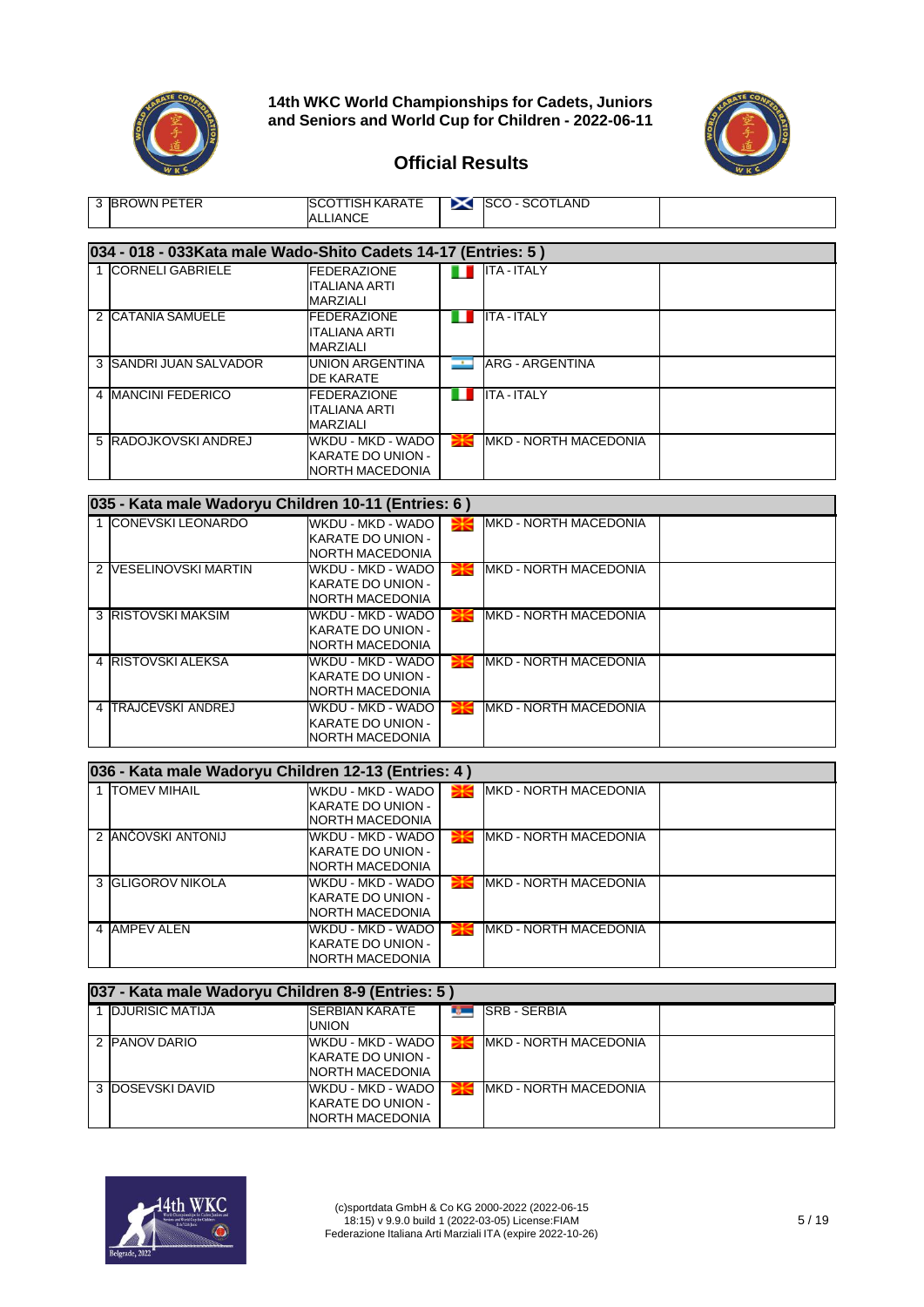14th WKC World Championships for Cadets, Juniors and Seniors and World Cup for Children - 2022-06-11

## Official Results

| | | | | |
|---|---|---|---|---|
| 3 | BROWN PETER | SCOTTISH KARATE ALLIANCE | SCO - SCOTLAND | |

### 034 - 018 - 033Kata male Wado-Shito Cadets 14-17 (Entries: 5 )

| | | | | |
|---|---|---|---|---|
| 1 | CORNELI GABRIELE | FEDERAZIONE ITALIANA ARTI MARZIALI | ITA - ITALY | |
| 2 | CATANIA SAMUELE | FEDERAZIONE ITALIANA ARTI MARZIALI | ITA - ITALY | |
| 3 | SANDRI JUAN SALVADOR | UNION ARGENTINA DE KARATE | ARG - ARGENTINA | |
| 4 | MANCINI FEDERICO | FEDERAZIONE ITALIANA ARTI MARZIALI | ITA - ITALY | |
| 5 | RADOJKOVSKI ANDREJ | WKDU - MKD - WADO KARATE DO UNION - NORTH MACEDONIA | MKD - NORTH MACEDONIA | |

### 035 - Kata male Wadoryu Children 10-11 (Entries: 6 )

| | | | | |
|---|---|---|---|---|
| 1 | CONEVSKI LEONARDO | WKDU - MKD - WADO KARATE DO UNION - NORTH MACEDONIA | MKD - NORTH MACEDONIA | |
| 2 | VESELINOVSKI MARTIN | WKDU - MKD - WADO KARATE DO UNION - NORTH MACEDONIA | MKD - NORTH MACEDONIA | |
| 3 | RISTOVSKI MAKSIM | WKDU - MKD - WADO KARATE DO UNION - NORTH MACEDONIA | MKD - NORTH MACEDONIA | |
| 4 | RISTOVSKI ALEKSA | WKDU - MKD - WADO KARATE DO UNION - NORTH MACEDONIA | MKD - NORTH MACEDONIA | |
| 4 | TRAJCEVSKI ANDREJ | WKDU - MKD - WADO KARATE DO UNION - NORTH MACEDONIA | MKD - NORTH MACEDONIA | |

### 036 - Kata male Wadoryu Children 12-13 (Entries: 4 )

| | | | | |
|---|---|---|---|---|
| 1 | TOMEV MIHAIL | WKDU - MKD - WADO KARATE DO UNION - NORTH MACEDONIA | MKD - NORTH MACEDONIA | |
| 2 | ANČOVSKI ANTONIJ | WKDU - MKD - WADO KARATE DO UNION - NORTH MACEDONIA | MKD - NORTH MACEDONIA | |
| 3 | GLIGOROV NIKOLA | WKDU - MKD - WADO KARATE DO UNION - NORTH MACEDONIA | MKD - NORTH MACEDONIA | |
| 4 | AMPEV ALEN | WKDU - MKD - WADO KARATE DO UNION - NORTH MACEDONIA | MKD - NORTH MACEDONIA | |

### 037 - Kata male Wadoryu Children 8-9 (Entries: 5 )

| | | | | |
|---|---|---|---|---|
| 1 | DJURISIC MATIJA | SERBIAN KARATE UNION | SRB - SERBIA | |
| 2 | PANOV DARIO | WKDU - MKD - WADO KARATE DO UNION - NORTH MACEDONIA | MKD - NORTH MACEDONIA | |
| 3 | DOSEVSKI DAVID | WKDU - MKD - WADO KARATE DO UNION - NORTH MACEDONIA | MKD - NORTH MACEDONIA | |

(c)sportdata GmbH & Co KG 2000-2022 (2022-06-15 18:15) v 9.9.0 build 1 (2022-03-05) License:FIAM Federazione Italiana Arti Marziali ITA (expire 2022-10-26)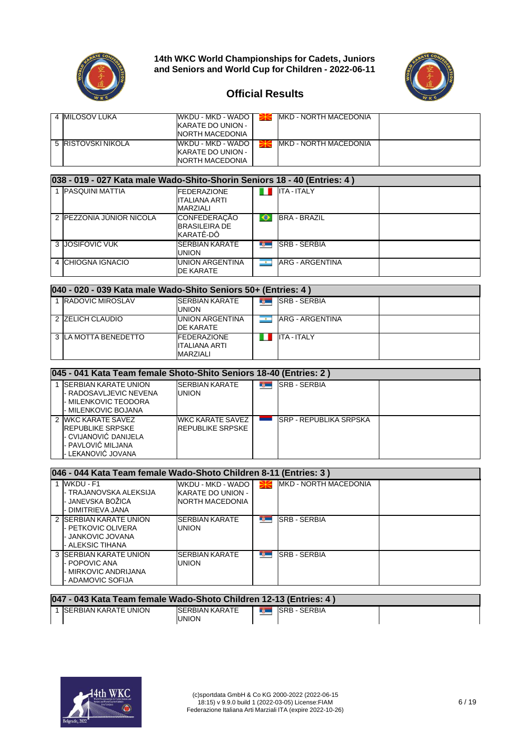# 14th WKC World Championships for Cadets, Juniors and Seniors and World Cup for Children - 2022-06-11

## Official Results

| | Name | Club | | Country | |
|---|---|---|---|---|---|
| 4 | MILOSOV LUKA | WKDU - MKD - WADO KARATE DO UNION - NORTH MACEDONIA | | MKD - NORTH MACEDONIA | |
| 5 | RISTOVSKI NIKOLA | WKDU - MKD - WADO KARATE DO UNION - NORTH MACEDONIA | | MKD - NORTH MACEDONIA | |

### 038 - 019 - 027 Kata male Wado-Shito-Shorin Seniors 18 - 40 (Entries: 4 )

| | Name | Club | | Country | |
|---|---|---|---|---|---|
| 1 | PASQUINI MATTIA | FEDERAZIONE ITALIANA ARTI MARZIALI | | ITA - ITALY | |
| 2 | PEZZONIA JÚNIOR NICOLA | CONFEDERAÇÃO BRASILEIRA DE KARATÊ-DÔ | | BRA - BRAZIL | |
| 3 | JOSIFOVIC VUK | SERBIAN KARATE UNION | | SRB - SERBIA | |
| 4 | CHIOGNA IGNACIO | UNION ARGENTINA DE KARATE | | ARG - ARGENTINA | |

### 040 - 020 - 039 Kata male Wado-Shito Seniors 50+ (Entries: 4 )

| | Name | Club | | Country | |
|---|---|---|---|---|---|
| 1 | RADOVIC MIROSLAV | SERBIAN KARATE UNION | | SRB - SERBIA | |
| 2 | ZELICH CLAUDIO | UNION ARGENTINA DE KARATE | | ARG - ARGENTINA | |
| 3 | LA MOTTA BENEDETTO | FEDERAZIONE ITALIANA ARTI MARZIALI | | ITA - ITALY | |

### 045 - 041 Kata Team female Shoto-Shito Seniors 18-40 (Entries: 2 )

| | Name | Club | | Country | |
|---|---|---|---|---|---|
| 1 | SERBIAN KARATE UNION - RADOSAVLJEVIC NEVENA - MILENKOVIC TEODORA - MILENKOVIC BOJANA | SERBIAN KARATE UNION | | SRB - SERBIA | |
| 2 | WKC KARATE SAVEZ REPUBLIKE SRPSKE - CVIJANOVIĆ DANIJELA - PAVLOVIĆ MILJANA - LEKANOVIĆ JOVANA | WKC KARATE SAVEZ REPUBLIKE SRPSKE | | SRP - REPUBLIKA SRPSKA | |

### 046 - 044 Kata Team female Wado-Shoto Children 8-11 (Entries: 3 )

| | Name | Club | | Country | |
|---|---|---|---|---|---|
| 1 | WKDU - F1 - TRAJANOVSKA ALEKSIJA - JANEVSKA BOŽICA - DIMITRIEVA JANA | WKDU - MKD - WADO KARATE DO UNION - NORTH MACEDONIA | | MKD - NORTH MACEDONIA | |
| 2 | SERBIAN KARATE UNION - PETKOVIC OLIVERA - JANKOVIC JOVANA - ALEKSIC TIHANA | SERBIAN KARATE UNION | | SRB - SERBIA | |
| 3 | SERBIAN KARATE UNION - POPOVIC ANA - MIRKOVIC ANDRIJANA - ADAMOVIC SOFIJA | SERBIAN KARATE UNION | | SRB - SERBIA | |

### 047 - 043 Kata Team female Wado-Shoto Children 12-13 (Entries: 4 )

| | Name | Club | | Country | |
|---|---|---|---|---|---|
| 1 | SERBIAN KARATE UNION | SERBIAN KARATE UNION | | SRB - SERBIA | |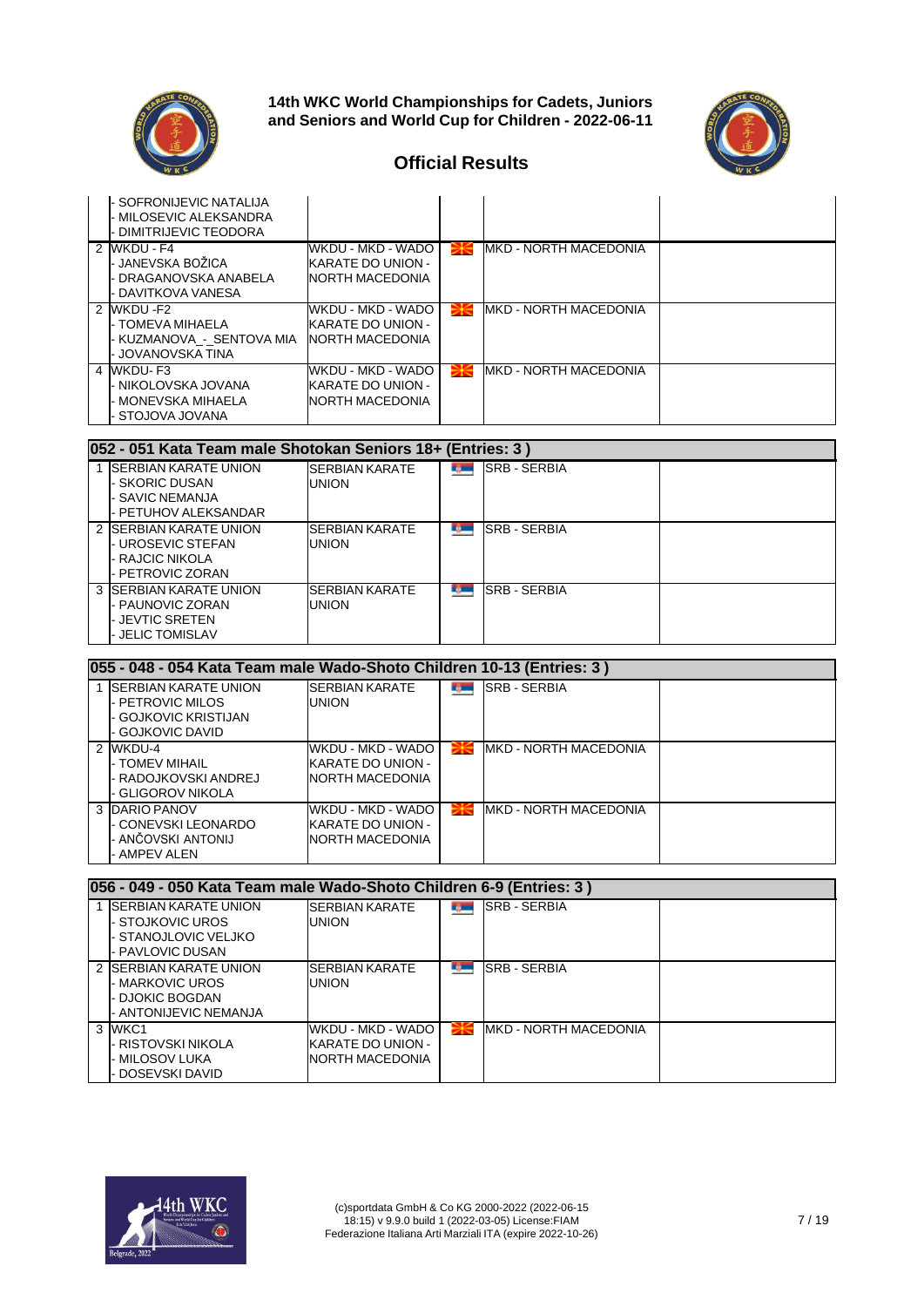# 14th WKC World Championships for Cadets, Juniors and Seniors and World Cup for Children - 2022-06-11

## Official Results

| | Team | Club | Country | |
|---|---|---|---|---|
| | - SOFRONIJEVIC NATALIJA<br>- MILOSEVIC ALEKSANDRA<br>- DIMITRIJEVIC TEODORA | | | |
| 2 | WKDU - F4<br>- JANEVSKA BOŽICA<br>- DRAGANOVSKA ANABELA<br>- DAVITKOVA VANESA | WKDU - MKD - WADO KARATE DO UNION - NORTH MACEDONIA | MKD - NORTH MACEDONIA | |
| 2 | WKDU -F2<br>- TOMEVA MIHAELA<br>- KUZMANOVA_-_SENTOVA MIA<br>- JOVANOVSKA TINA | WKDU - MKD - WADO KARATE DO UNION - NORTH MACEDONIA | MKD - NORTH MACEDONIA | |
| 4 | WKDU- F3<br>- NIKOLOVSKA JOVANA<br>- MONEVSKA MIHAELA<br>- STOJOVA JOVANA | WKDU - MKD - WADO KARATE DO UNION - NORTH MACEDONIA | MKD - NORTH MACEDONIA | |

### 052 - 051 Kata Team male Shotokan Seniors 18+ (Entries: 3 )

| | Team | Club | Country | |
|---|---|---|---|---|
| 1 | SERBIAN KARATE UNION<br>- SKORIC DUSAN<br>- SAVIC NEMANJA<br>- PETUHOV ALEKSANDAR | SERBIAN KARATE UNION | SRB - SERBIA | |
| 2 | SERBIAN KARATE UNION<br>- UROSEVIC STEFAN<br>- RAJCIC NIKOLA<br>- PETROVIC ZORAN | SERBIAN KARATE UNION | SRB - SERBIA | |
| 3 | SERBIAN KARATE UNION<br>- PAUNOVIC ZORAN<br>- JEVTIC SRETEN<br>- JELIC TOMISLAV | SERBIAN KARATE UNION | SRB - SERBIA | |

### 055 - 048 - 054 Kata Team male Wado-Shoto Children 10-13 (Entries: 3 )

| | Team | Club | Country | |
|---|---|---|---|---|
| 1 | SERBIAN KARATE UNION<br>- PETROVIC MILOS<br>- GOJKOVIC KRISTIJAN<br>- GOJKOVIC DAVID | SERBIAN KARATE UNION | SRB - SERBIA | |
| 2 | WKDU-4<br>- TOMEV MIHAIL<br>- RADOJKOVSKI ANDREJ<br>- GLIGOROV NIKOLA | WKDU - MKD - WADO KARATE DO UNION - NORTH MACEDONIA | MKD - NORTH MACEDONIA | |
| 3 | DARIO PANOV<br>- CONEVSKI LEONARDO<br>- ANČOVSKI ANTONIJ<br>- AMPEV ALEN | WKDU - MKD - WADO KARATE DO UNION - NORTH MACEDONIA | MKD - NORTH MACEDONIA | |

### 056 - 049 - 050 Kata Team male Wado-Shoto Children 6-9 (Entries: 3 )

| | Team | Club | Country | |
|---|---|---|---|---|
| 1 | SERBIAN KARATE UNION<br>- STOJKOVIC UROS<br>- STANOJLOVIC VELJKO<br>- PAVLOVIC DUSAN | SERBIAN KARATE UNION | SRB - SERBIA | |
| 2 | SERBIAN KARATE UNION<br>- MARKOVIC UROS<br>- DJOKIC BOGDAN<br>- ANTONIJEVIC NEMANJA | SERBIAN KARATE UNION | SRB - SERBIA | |
| 3 | WKC1<br>- RISTOVSKI NIKOLA<br>- MILOSOV LUKA<br>- DOSEVSKI DAVID | WKDU - MKD - WADO KARATE DO UNION - NORTH MACEDONIA | MKD - NORTH MACEDONIA | |

(c)sportdata GmbH & Co KG 2000-2022 (2022-06-15 18:15) v 9.9.0 build 1 (2022-03-05) License:FIAM Federazione Italiana Arti Marziali ITA (expire 2022-10-26)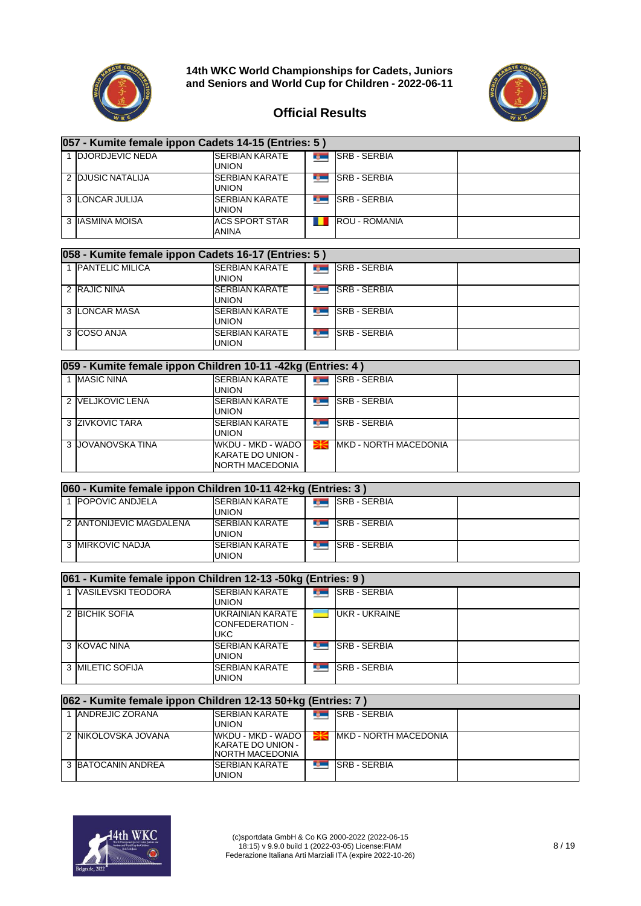# 14th WKC World Championships for Cadets, Juniors and Seniors and World Cup for Children - 2022-06-11

## Official Results

### 057 - Kumite female ippon Cadets 14-15 (Entries: 5 )

| Place | Name | Club | Country |
|---|---|---|---|
| 1 | DJORDJEVIC NEDA | SERBIAN KARATE UNION | SRB - SERBIA |
| 2 | DJUSIC NATALIJA | SERBIAN KARATE UNION | SRB - SERBIA |
| 3 | LONCAR JULIJA | SERBIAN KARATE UNION | SRB - SERBIA |
| 3 | IASMINA MOISA | ACS SPORT STAR ANINA | ROU - ROMANIA |

### 058 - Kumite female ippon Cadets 16-17 (Entries: 5 )

| Place | Name | Club | Country |
|---|---|---|---|
| 1 | PANTELIC MILICA | SERBIAN KARATE UNION | SRB - SERBIA |
| 2 | RAJIC NINA | SERBIAN KARATE UNION | SRB - SERBIA |
| 3 | LONCAR MASA | SERBIAN KARATE UNION | SRB - SERBIA |
| 3 | COSO ANJA | SERBIAN KARATE UNION | SRB - SERBIA |

### 059 - Kumite female ippon Children 10-11 -42kg (Entries: 4 )

| Place | Name | Club | Country |
|---|---|---|---|
| 1 | MASIC NINA | SERBIAN KARATE UNION | SRB - SERBIA |
| 2 | VELJKOVIC LENA | SERBIAN KARATE UNION | SRB - SERBIA |
| 3 | ZIVKOVIC TARA | SERBIAN KARATE UNION | SRB - SERBIA |
| 3 | JOVANOVSKA TINA | WKDU - MKD - WADO KARATE DO UNION - NORTH MACEDONIA | MKD - NORTH MACEDONIA |

### 060 - Kumite female ippon Children 10-11 42+kg (Entries: 3 )

| Place | Name | Club | Country |
|---|---|---|---|
| 1 | POPOVIC ANDJELA | SERBIAN KARATE UNION | SRB - SERBIA |
| 2 | ANTONIJEVIC MAGDALENA | SERBIAN KARATE UNION | SRB - SERBIA |
| 3 | MIRKOVIC NADJA | SERBIAN KARATE UNION | SRB - SERBIA |

### 061 - Kumite female ippon Children 12-13 -50kg (Entries: 9 )

| Place | Name | Club | Country |
|---|---|---|---|
| 1 | VASILEVSKI TEODORA | SERBIAN KARATE UNION | SRB - SERBIA |
| 2 | BICHIK SOFIA | UKRAINIAN KARATE CONFEDERATION - UKC | UKR - UKRAINE |
| 3 | KOVAC NINA | SERBIAN KARATE UNION | SRB - SERBIA |
| 3 | MILETIC SOFIJA | SERBIAN KARATE UNION | SRB - SERBIA |

### 062 - Kumite female ippon Children 12-13 50+kg (Entries: 7 )

| Place | Name | Club | Country |
|---|---|---|---|
| 1 | ANDREJIC ZORANA | SERBIAN KARATE UNION | SRB - SERBIA |
| 2 | NIKOLOVSKA JOVANA | WKDU - MKD - WADO KARATE DO UNION - NORTH MACEDONIA | MKD - NORTH MACEDONIA |
| 3 | BATOCANIN ANDREA | SERBIAN KARATE UNION | SRB - SERBIA |

(c)sportdata GmbH & Co KG 2000-2022 (2022-06-15 18:15) v 9.9.0 build 1 (2022-03-05) License:FIAM Federazione Italiana Arti Marziali ITA (expire 2022-10-26)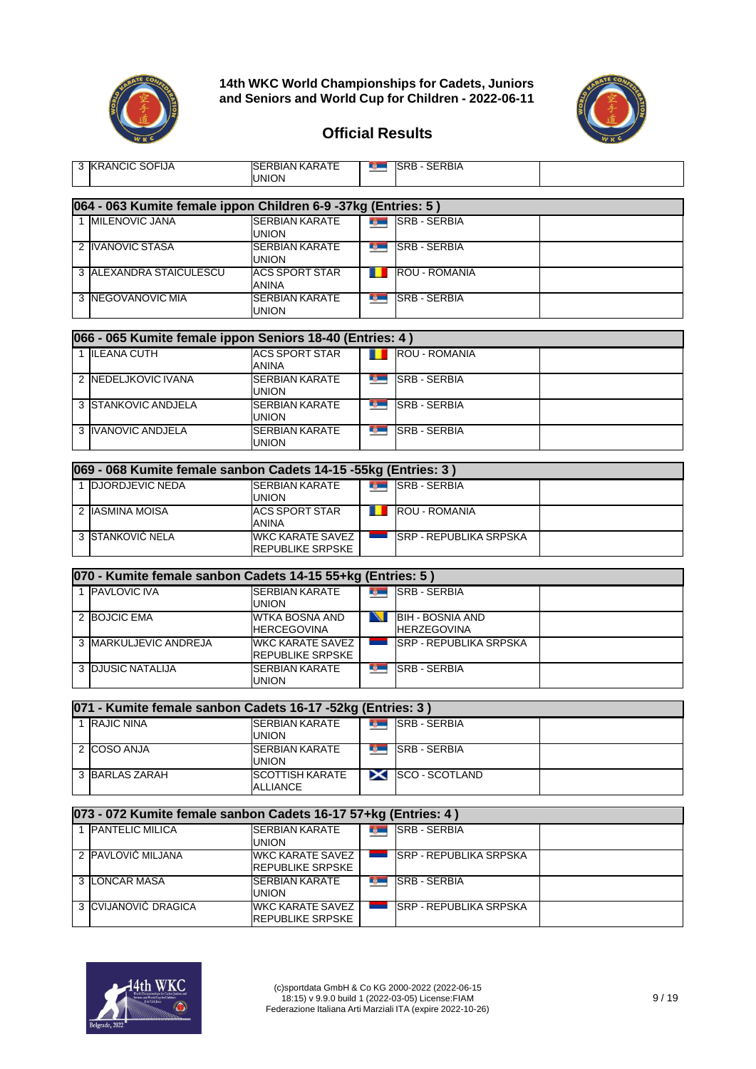# 14th WKC World Championships for Cadets, Juniors and Seniors and World Cup for Children - 2022-06-11

## Official Results

| | | | |
|---|---|---|---|
| 3 | KRANCIC SOFIJA | SERBIAN KARATE UNION | SRB - SERBIA |

### 064 - 063 Kumite female ippon Children 6-9 -37kg (Entries: 5 )

| Place | Name | Club | Country |
|---|---|---|---|
| 1 | MILENOVIC JANA | SERBIAN KARATE UNION | SRB - SERBIA |
| 2 | IVANOVIC STASA | SERBIAN KARATE UNION | SRB - SERBIA |
| 3 | ALEXANDRA STAICULESCU | ACS SPORT STAR ANINA | ROU - ROMANIA |
| 3 | NEGOVANOVIC MIA | SERBIAN KARATE UNION | SRB - SERBIA |

### 066 - 065 Kumite female ippon Seniors 18-40 (Entries: 4 )

| Place | Name | Club | Country |
|---|---|---|---|
| 1 | ILEANA CUTH | ACS SPORT STAR ANINA | ROU - ROMANIA |
| 2 | NEDELJKOVIC IVANA | SERBIAN KARATE UNION | SRB - SERBIA |
| 3 | STANKOVIC ANDJELA | SERBIAN KARATE UNION | SRB - SERBIA |
| 3 | IVANOVIC ANDJELA | SERBIAN KARATE UNION | SRB - SERBIA |

### 069 - 068 Kumite female sanbon Cadets 14-15 -55kg (Entries: 3 )

| Place | Name | Club | Country |
|---|---|---|---|
| 1 | DJORDJEVIC NEDA | SERBIAN KARATE UNION | SRB - SERBIA |
| 2 | IASMINA MOISA | ACS SPORT STAR ANINA | ROU - ROMANIA |
| 3 | STANKOVIĆ NELA | WKC KARATE SAVEZ REPUBLIKE SRPSKE | SRP - REPUBLIKA SRPSKA |

### 070 - Kumite female sanbon Cadets 14-15 55+kg (Entries: 5 )

| Place | Name | Club | Country |
|---|---|---|---|
| 1 | PAVLOVIC IVA | SERBIAN KARATE UNION | SRB - SERBIA |
| 2 | BOJCIC EMA | WTKA BOSNA AND HERCEGOVINA | BIH - BOSNIA AND HERZEGOVINA |
| 3 | MARKULJEVIC ANDREJA | WKC KARATE SAVEZ REPUBLIKE SRPSKE | SRP - REPUBLIKA SRPSKA |
| 3 | DJUSIC NATALIJA | SERBIAN KARATE UNION | SRB - SERBIA |

### 071 - Kumite female sanbon Cadets 16-17 -52kg (Entries: 3 )

| Place | Name | Club | Country |
|---|---|---|---|
| 1 | RAJIC NINA | SERBIAN KARATE UNION | SRB - SERBIA |
| 2 | COSO ANJA | SERBIAN KARATE UNION | SRB - SERBIA |
| 3 | BARLAS ZARAH | SCOTTISH KARATE ALLIANCE | SCO - SCOTLAND |

### 073 - 072 Kumite female sanbon Cadets 16-17 57+kg (Entries: 4 )

| Place | Name | Club | Country |
|---|---|---|---|
| 1 | PANTELIC MILICA | SERBIAN KARATE UNION | SRB - SERBIA |
| 2 | PAVLOVIĆ MILJANA | WKC KARATE SAVEZ REPUBLIKE SRPSKE | SRP - REPUBLIKA SRPSKA |
| 3 | LONCAR MASA | SERBIAN KARATE UNION | SRB - SERBIA |
| 3 | CVIJANOVIĆ DRAGICA | WKC KARATE SAVEZ REPUBLIKE SRPSKE | SRP - REPUBLIKA SRPSKA |

(c)sportdata GmbH & Co KG 2000-2022 (2022-06-15 18:15) v 9.9.0 build 1 (2022-03-05) License:FIAM Federazione Italiana Arti Marziali ITA (expire 2022-10-26)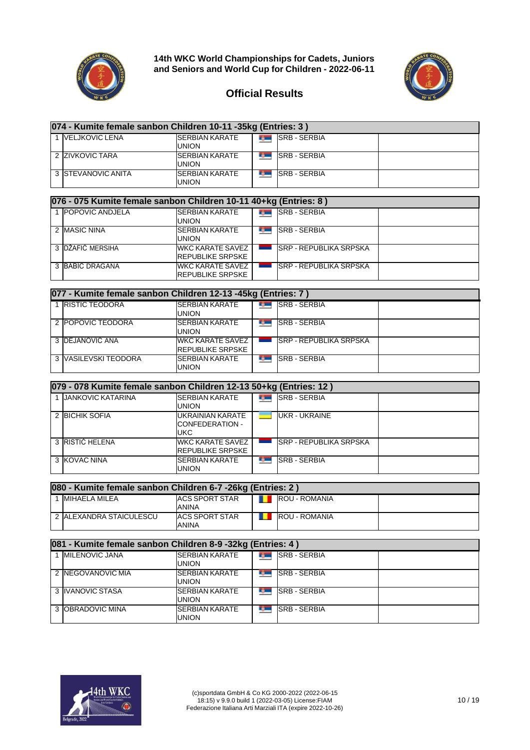14th WKC World Championships for Cadets, Juniors and Seniors and World Cup for Children - 2022-06-11

# Official Results

## 074 - Kumite female sanbon Children 10-11 -35kg (Entries: 3 )

| Place | Name | Club | Country | |
|---|---|---|---|---|
| 1 | VELJKOVIC LENA | SERBIAN KARATE UNION | SRB - SERBIA | |
| 2 | ZIVKOVIC TARA | SERBIAN KARATE UNION | SRB - SERBIA | |
| 3 | STEVANOVIC ANITA | SERBIAN KARATE UNION | SRB - SERBIA | |

## 076 - 075 Kumite female sanbon Children 10-11 40+kg (Entries: 8 )

| Place | Name | Club | Country | |
|---|---|---|---|---|
| 1 | POPOVIC ANDJELA | SERBIAN KARATE UNION | SRB - SERBIA | |
| 2 | MASIC NINA | SERBIAN KARATE UNION | SRB - SERBIA | |
| 3 | DŽAFIĆ MERSIHA | WKC KARATE SAVEZ REPUBLIKE SRPSKE | SRP - REPUBLIKA SRPSKA | |
| 3 | BABIĆ DRAGANA | WKC KARATE SAVEZ REPUBLIKE SRPSKE | SRP - REPUBLIKA SRPSKA | |

## 077 - Kumite female sanbon Children 12-13 -45kg (Entries: 7 )

| Place | Name | Club | Country | |
|---|---|---|---|---|
| 1 | RISTIC TEODORA | SERBIAN KARATE UNION | SRB - SERBIA | |
| 2 | POPOVIC TEODORA | SERBIAN KARATE UNION | SRB - SERBIA | |
| 3 | DEJANOVIĆ ANA | WKC KARATE SAVEZ REPUBLIKE SRPSKE | SRP - REPUBLIKA SRPSKA | |
| 3 | VASILEVSKI TEODORA | SERBIAN KARATE UNION | SRB - SERBIA | |

## 079 - 078 Kumite female sanbon Children 12-13 50+kg (Entries: 12 )

| Place | Name | Club | Country | |
|---|---|---|---|---|
| 1 | JANKOVIC KATARINA | SERBIAN KARATE UNION | SRB - SERBIA | |
| 2 | BICHIK SOFIA | UKRAINIAN KARATE CONFEDERATION - UKC | UKR - UKRAINE | |
| 3 | RISTIĆ HELENA | WKC KARATE SAVEZ REPUBLIKE SRPSKE | SRP - REPUBLIKA SRPSKA | |
| 3 | KOVAC NINA | SERBIAN KARATE UNION | SRB - SERBIA | |

## 080 - Kumite female sanbon Children 6-7 -26kg (Entries: 2 )

| Place | Name | Club | Country | |
|---|---|---|---|---|
| 1 | MIHAELA MILEA | ACS SPORT STAR ANINA | ROU - ROMANIA | |
| 2 | ALEXANDRA STAICULESCU | ACS SPORT STAR ANINA | ROU - ROMANIA | |

## 081 - Kumite female sanbon Children 8-9 -32kg (Entries: 4 )

| Place | Name | Club | Country | |
|---|---|---|---|---|
| 1 | MILENOVIC JANA | SERBIAN KARATE UNION | SRB - SERBIA | |
| 2 | NEGOVANOVIC MIA | SERBIAN KARATE UNION | SRB - SERBIA | |
| 3 | IVANOVIC STASA | SERBIAN KARATE UNION | SRB - SERBIA | |
| 3 | OBRADOVIC MINA | SERBIAN KARATE UNION | SRB - SERBIA | |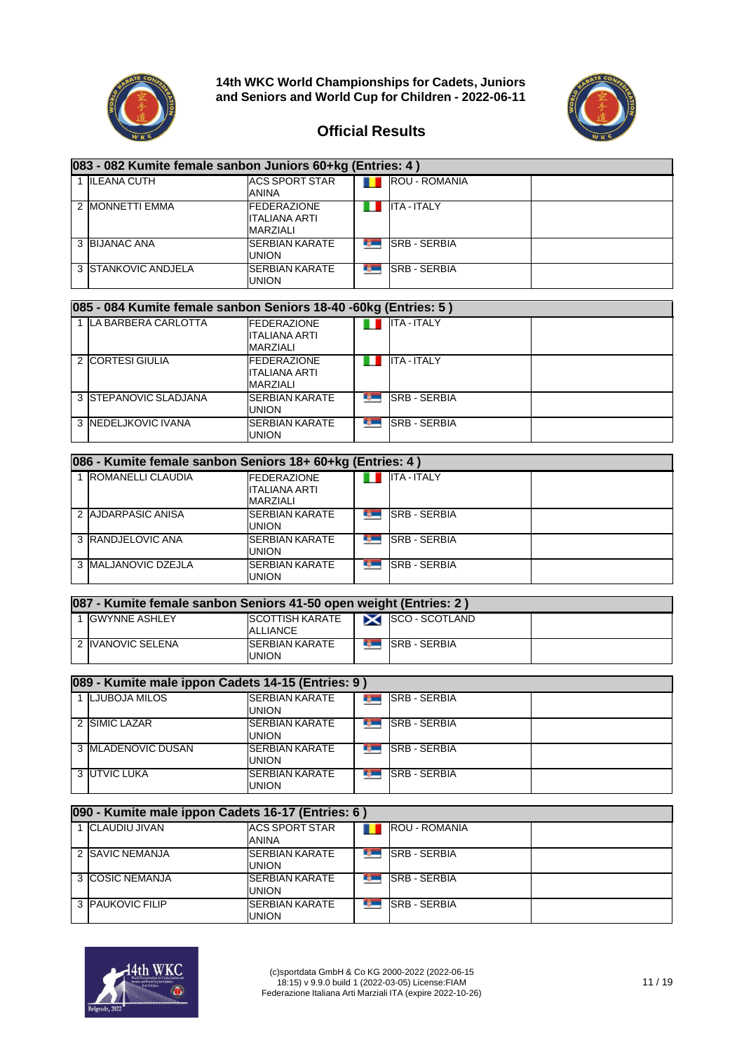**14th WKC World Championships for Cadets, Juniors and Seniors and World Cup for Children - 2022-06-11**

## Official Results

### 083 - 082 Kumite female sanbon Juniors 60+kg (Entries: 4 )

| Place | Name | Club | Country |
|---|---|---|---|
| 1 | ILEANA CUTH | ACS SPORT STAR ANINA | ROU - ROMANIA |
| 2 | MONNETTI EMMA | FEDERAZIONE ITALIANA ARTI MARZIALI | ITA - ITALY |
| 3 | BIJANAC ANA | SERBIAN KARATE UNION | SRB - SERBIA |
| 3 | STANKOVIC ANDJELA | SERBIAN KARATE UNION | SRB - SERBIA |

### 085 - 084 Kumite female sanbon Seniors 18-40 -60kg (Entries: 5 )

| Place | Name | Club | Country |
|---|---|---|---|
| 1 | LA BARBERA CARLOTTA | FEDERAZIONE ITALIANA ARTI MARZIALI | ITA - ITALY |
| 2 | CORTESI GIULIA | FEDERAZIONE ITALIANA ARTI MARZIALI | ITA - ITALY |
| 3 | STEPANOVIC SLADJANA | SERBIAN KARATE UNION | SRB - SERBIA |
| 3 | NEDELJKOVIC IVANA | SERBIAN KARATE UNION | SRB - SERBIA |

### 086 - Kumite female sanbon Seniors 18+ 60+kg (Entries: 4 )

| Place | Name | Club | Country |
|---|---|---|---|
| 1 | ROMANELLI CLAUDIA | FEDERAZIONE ITALIANA ARTI MARZIALI | ITA - ITALY |
| 2 | AJDARPASIC ANISA | SERBIAN KARATE UNION | SRB - SERBIA |
| 3 | RANDJELOVIC ANA | SERBIAN KARATE UNION | SRB - SERBIA |
| 3 | MALJANOVIC DZEJLA | SERBIAN KARATE UNION | SRB - SERBIA |

### 087 - Kumite female sanbon Seniors 41-50 open weight (Entries: 2 )

| Place | Name | Club | Country |
|---|---|---|---|
| 1 | GWYNNE ASHLEY | SCOTTISH KARATE ALLIANCE | SCO - SCOTLAND |
| 2 | IVANOVIC SELENA | SERBIAN KARATE UNION | SRB - SERBIA |

### 089 - Kumite male ippon Cadets 14-15 (Entries: 9 )

| Place | Name | Club | Country |
|---|---|---|---|
| 1 | LJUBOJA MILOS | SERBIAN KARATE UNION | SRB - SERBIA |
| 2 | SIMIC LAZAR | SERBIAN KARATE UNION | SRB - SERBIA |
| 3 | MLADENOVIC DUSAN | SERBIAN KARATE UNION | SRB - SERBIA |
| 3 | UTVIC LUKA | SERBIAN KARATE UNION | SRB - SERBIA |

### 090 - Kumite male ippon Cadets 16-17 (Entries: 6 )

| Place | Name | Club | Country |
|---|---|---|---|
| 1 | CLAUDIU JIVAN | ACS SPORT STAR ANINA | ROU - ROMANIA |
| 2 | SAVIC NEMANJA | SERBIAN KARATE UNION | SRB - SERBIA |
| 3 | COSIC NEMANJA | SERBIAN KARATE UNION | SRB - SERBIA |
| 3 | PAUKOVIC FILIP | SERBIAN KARATE UNION | SRB - SERBIA |

(c)sportdata GmbH & Co KG 2000-2022 (2022-06-15 18:15) v 9.9.0 build 1 (2022-03-05) License:FIAM Federazione Italiana Arti Marziali ITA (expire 2022-10-26)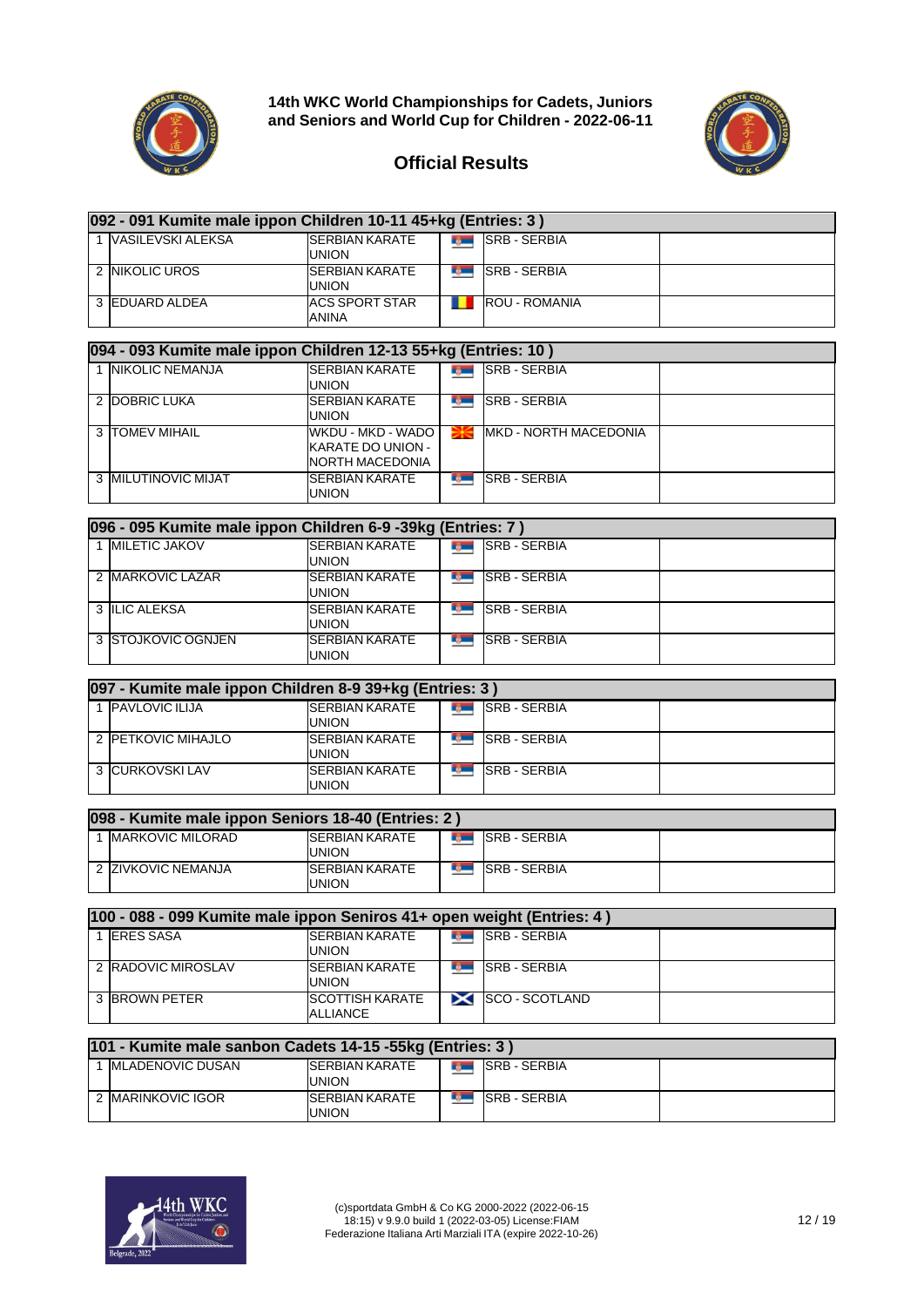# 14th WKC World Championships for Cadets, Juniors and Seniors and World Cup for Children - 2022-06-11

## Official Results

### 092 - 091 Kumite male ippon Children 10-11 45+kg (Entries: 3 )

| Place | Name | Club | Country | |
|---|---|---|---|---|
| 1 | VASILEVSKI ALEKSA | SERBIAN KARATE UNION | SRB - SERBIA | |
| 2 | NIKOLIC UROS | SERBIAN KARATE UNION | SRB - SERBIA | |
| 3 | EDUARD ALDEA | ACS SPORT STAR ANINA | ROU - ROMANIA | |

### 094 - 093 Kumite male ippon Children 12-13 55+kg (Entries: 10 )

| Place | Name | Club | Country | |
|---|---|---|---|---|
| 1 | NIKOLIC NEMANJA | SERBIAN KARATE UNION | SRB - SERBIA | |
| 2 | DOBRIC LUKA | SERBIAN KARATE UNION | SRB - SERBIA | |
| 3 | TOMEV MIHAIL | WKDU - MKD - WADO KARATE DO UNION - NORTH MACEDONIA | MKD - NORTH MACEDONIA | |
| 3 | MILUTINOVIC MIJAT | SERBIAN KARATE UNION | SRB - SERBIA | |

### 096 - 095 Kumite male ippon Children 6-9 -39kg (Entries: 7 )

| Place | Name | Club | Country | |
|---|---|---|---|---|
| 1 | MILETIC JAKOV | SERBIAN KARATE UNION | SRB - SERBIA | |
| 2 | MARKOVIC LAZAR | SERBIAN KARATE UNION | SRB - SERBIA | |
| 3 | ILIC ALEKSA | SERBIAN KARATE UNION | SRB - SERBIA | |
| 3 | STOJKOVIC OGNJEN | SERBIAN KARATE UNION | SRB - SERBIA | |

### 097 - Kumite male ippon Children 8-9 39+kg (Entries: 3 )

| Place | Name | Club | Country | |
|---|---|---|---|---|
| 1 | PAVLOVIC ILIJA | SERBIAN KARATE UNION | SRB - SERBIA | |
| 2 | PETKOVIC MIHAJLO | SERBIAN KARATE UNION | SRB - SERBIA | |
| 3 | CURKOVSKI LAV | SERBIAN KARATE UNION | SRB - SERBIA | |

### 098 - Kumite male ippon Seniors 18-40 (Entries: 2 )

| Place | Name | Club | Country | |
|---|---|---|---|---|
| 1 | MARKOVIC MILORAD | SERBIAN KARATE UNION | SRB - SERBIA | |
| 2 | ZIVKOVIC NEMANJA | SERBIAN KARATE UNION | SRB - SERBIA | |

### 100 - 088 - 099 Kumite male ippon Seniros 41+ open weight (Entries: 4 )

| Place | Name | Club | Country | |
|---|---|---|---|---|
| 1 | ERES SASA | SERBIAN KARATE UNION | SRB - SERBIA | |
| 2 | RADOVIC MIROSLAV | SERBIAN KARATE UNION | SRB - SERBIA | |
| 3 | BROWN PETER | SCOTTISH KARATE ALLIANCE | SCO - SCOTLAND | |

### 101 - Kumite male sanbon Cadets 14-15 -55kg (Entries: 3 )

| Place | Name | Club | Country | |
|---|---|---|---|---|
| 1 | MLADENOVIC DUSAN | SERBIAN KARATE UNION | SRB - SERBIA | |
| 2 | MARINKOVIC IGOR | SERBIAN KARATE UNION | SRB - SERBIA | |

(c)sportdata GmbH & Co KG 2000-2022 (2022-06-15 18:15) v 9.9.0 build 1 (2022-03-05) License:FIAM Federazione Italiana Arti Marziali ITA (expire 2022-10-26)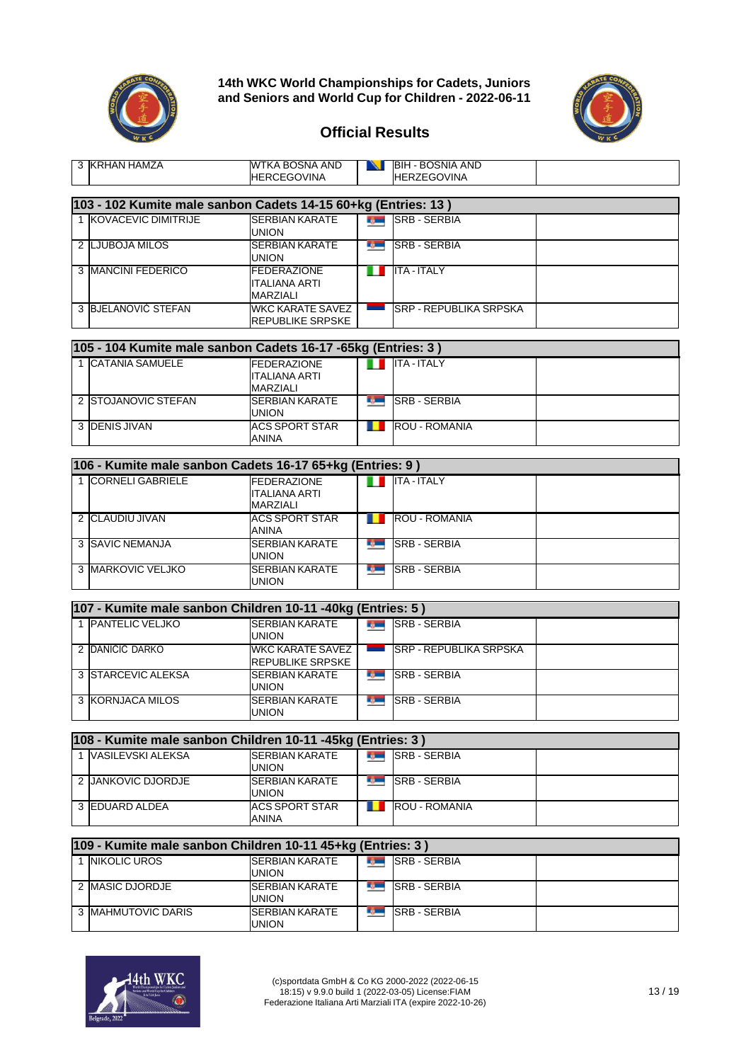# 14th WKC World Championships for Cadets, Juniors and Seniors and World Cup for Children - 2022-06-11

## Official Results

| | | | |
|---|---|---|---|
| 3 | KRHAN HAMZA | WTKA BOSNA AND HERCEGOVINA | BIH - BOSNIA AND HERZEGOVINA |

### 103 - 102 Kumite male sanbon Cadets 14-15 60+kg (Entries: 13 )

| | | | |
|---|---|---|---|
| 1 | KOVACEVIC DIMITRIJE | SERBIAN KARATE UNION | SRB - SERBIA |
| 2 | LJUBOJA MILOS | SERBIAN KARATE UNION | SRB - SERBIA |
| 3 | MANCINI FEDERICO | FEDERAZIONE ITALIANA ARTI MARZIALI | ITA - ITALY |
| 3 | BJELANOVIĆ STEFAN | WKC KARATE SAVEZ REPUBLIKE SRPSKE | SRP - REPUBLIKA SRPSKA |

### 105 - 104 Kumite male sanbon Cadets 16-17 -65kg (Entries: 3 )

| | | | |
|---|---|---|---|
| 1 | CATANIA SAMUELE | FEDERAZIONE ITALIANA ARTI MARZIALI | ITA - ITALY |
| 2 | STOJANOVIC STEFAN | SERBIAN KARATE UNION | SRB - SERBIA |
| 3 | DENIS JIVAN | ACS SPORT STAR ANINA | ROU - ROMANIA |

### 106 - Kumite male sanbon Cadets 16-17 65+kg (Entries: 9 )

| | | | |
|---|---|---|---|
| 1 | CORNELI GABRIELE | FEDERAZIONE ITALIANA ARTI MARZIALI | ITA - ITALY |
| 2 | CLAUDIU JIVAN | ACS SPORT STAR ANINA | ROU - ROMANIA |
| 3 | SAVIC NEMANJA | SERBIAN KARATE UNION | SRB - SERBIA |
| 3 | MARKOVIC VELJKO | SERBIAN KARATE UNION | SRB - SERBIA |

### 107 - Kumite male sanbon Children 10-11 -40kg (Entries: 5 )

| | | | |
|---|---|---|---|
| 1 | PANTELIC VELJKO | SERBIAN KARATE UNION | SRB - SERBIA |
| 2 | DANIČIĆ DARKO | WKC KARATE SAVEZ REPUBLIKE SRPSKE | SRP - REPUBLIKA SRPSKA |
| 3 | STARCEVIC ALEKSA | SERBIAN KARATE UNION | SRB - SERBIA |
| 3 | KORNJACA MILOS | SERBIAN KARATE UNION | SRB - SERBIA |

### 108 - Kumite male sanbon Children 10-11 -45kg (Entries: 3 )

| | | | |
|---|---|---|---|
| 1 | VASILEVSKI ALEKSA | SERBIAN KARATE UNION | SRB - SERBIA |
| 2 | JANKOVIC DJORDJE | SERBIAN KARATE UNION | SRB - SERBIA |
| 3 | EDUARD ALDEA | ACS SPORT STAR ANINA | ROU - ROMANIA |

### 109 - Kumite male sanbon Children 10-11 45+kg (Entries: 3 )

| | | | |
|---|---|---|---|
| 1 | NIKOLIC UROS | SERBIAN KARATE UNION | SRB - SERBIA |
| 2 | MASIC DJORDJE | SERBIAN KARATE UNION | SRB - SERBIA |
| 3 | MAHMUTOVIC DARIS | SERBIAN KARATE UNION | SRB - SERBIA |

(c)sportdata GmbH & Co KG 2000-2022 (2022-06-15 18:15) v 9.9.0 build 1 (2022-03-05) License:FIAM Federazione Italiana Arti Marziali ITA (expire 2022-10-26)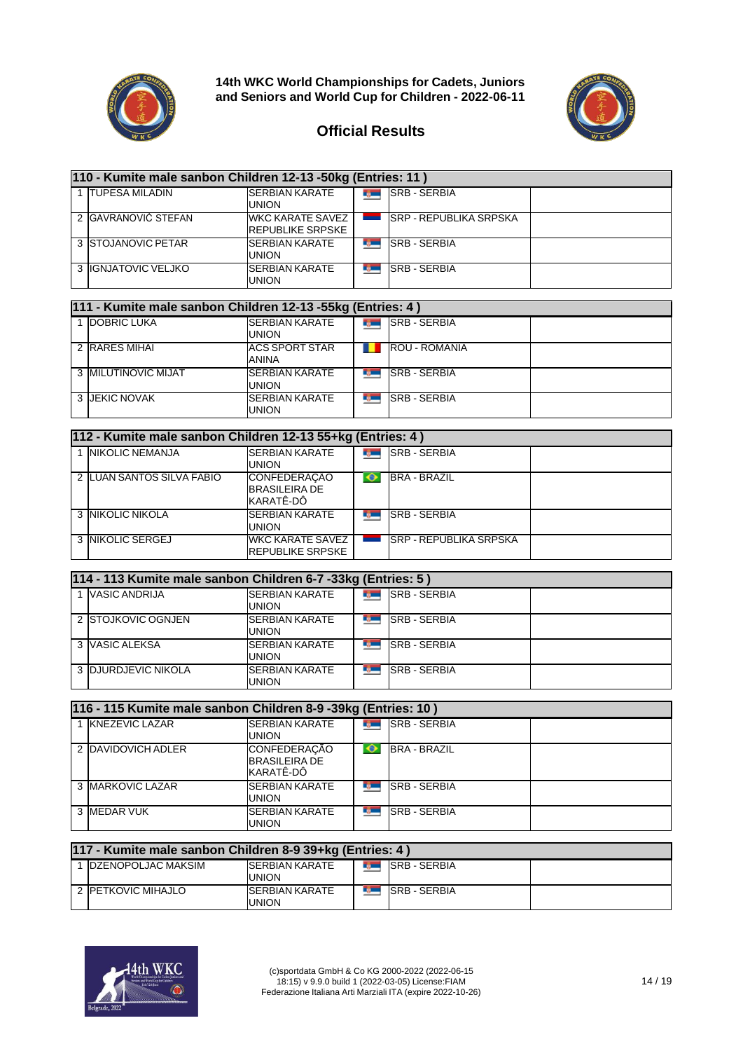**14th WKC World Championships for Cadets, Juniors and Seniors and World Cup for Children - 2022-06-11**

## Official Results

### 110 - Kumite male sanbon Children 12-13 -50kg (Entries: 11 )

| Place | Name | Club | Country | |
|---|---|---|---|---|
| 1 | TUPESA MILADIN | SERBIAN KARATE UNION | SRB - SERBIA | |
| 2 | GAVRANOVIĆ STEFAN | WKC KARATE SAVEZ REPUBLIKE SRPSKE | SRP - REPUBLIKA SRPSKA | |
| 3 | STOJANOVIC PETAR | SERBIAN KARATE UNION | SRB - SERBIA | |
| 3 | IGNJATOVIC VELJKO | SERBIAN KARATE UNION | SRB - SERBIA | |

### 111 - Kumite male sanbon Children 12-13 -55kg (Entries: 4 )

| Place | Name | Club | Country | |
|---|---|---|---|---|
| 1 | DOBRIC LUKA | SERBIAN KARATE UNION | SRB - SERBIA | |
| 2 | RARES MIHAI | ACS SPORT STAR ANINA | ROU - ROMANIA | |
| 3 | MILUTINOVIC MIJAT | SERBIAN KARATE UNION | SRB - SERBIA | |
| 3 | JEKIC NOVAK | SERBIAN KARATE UNION | SRB - SERBIA | |

### 112 - Kumite male sanbon Children 12-13 55+kg (Entries: 4 )

| Place | Name | Club | Country | |
|---|---|---|---|---|
| 1 | NIKOLIC NEMANJA | SERBIAN KARATE UNION | SRB - SERBIA | |
| 2 | LUAN SANTOS SILVA FABIO | CONFEDERAÇAO BRASILEIRA DE KARATÊ-DÔ | BRA - BRAZIL | |
| 3 | NIKOLIC NIKOLA | SERBIAN KARATE UNION | SRB - SERBIA | |
| 3 | NIKOLIC SERGEJ | WKC KARATE SAVEZ REPUBLIKE SRPSKE | SRP - REPUBLIKA SRPSKA | |

### 114 - 113 Kumite male sanbon Children 6-7 -33kg (Entries: 5 )

| Place | Name | Club | Country | |
|---|---|---|---|---|
| 1 | VASIC ANDRIJA | SERBIAN KARATE UNION | SRB - SERBIA | |
| 2 | STOJKOVIC OGNJEN | SERBIAN KARATE UNION | SRB - SERBIA | |
| 3 | VASIC ALEKSA | SERBIAN KARATE UNION | SRB - SERBIA | |
| 3 | DJURDJEVIC NIKOLA | SERBIAN KARATE UNION | SRB - SERBIA | |

### 116 - 115 Kumite male sanbon Children 8-9 -39kg (Entries: 10 )

| Place | Name | Club | Country | |
|---|---|---|---|---|
| 1 | KNEZEVIC LAZAR | SERBIAN KARATE UNION | SRB - SERBIA | |
| 2 | DAVIDOVICH ADLER | CONFEDERAÇÃO BRASILEIRA DE KARATÊ-DÔ | BRA - BRAZIL | |
| 3 | MARKOVIC LAZAR | SERBIAN KARATE UNION | SRB - SERBIA | |
| 3 | MEDAR VUK | SERBIAN KARATE UNION | SRB - SERBIA | |

### 117 - Kumite male sanbon Children 8-9 39+kg (Entries: 4 )

| Place | Name | Club | Country | |
|---|---|---|---|---|
| 1 | DZENOPOLJAC MAKSIM | SERBIAN KARATE UNION | SRB - SERBIA | |
| 2 | PETKOVIC MIHAJLO | SERBIAN KARATE UNION | SRB - SERBIA | |

(c)sportdata GmbH & Co KG 2000-2022 (2022-06-15 18:15) v 9.9.0 build 1 (2022-03-05) License:FIAM Federazione Italiana Arti Marziali ITA (expire 2022-10-26)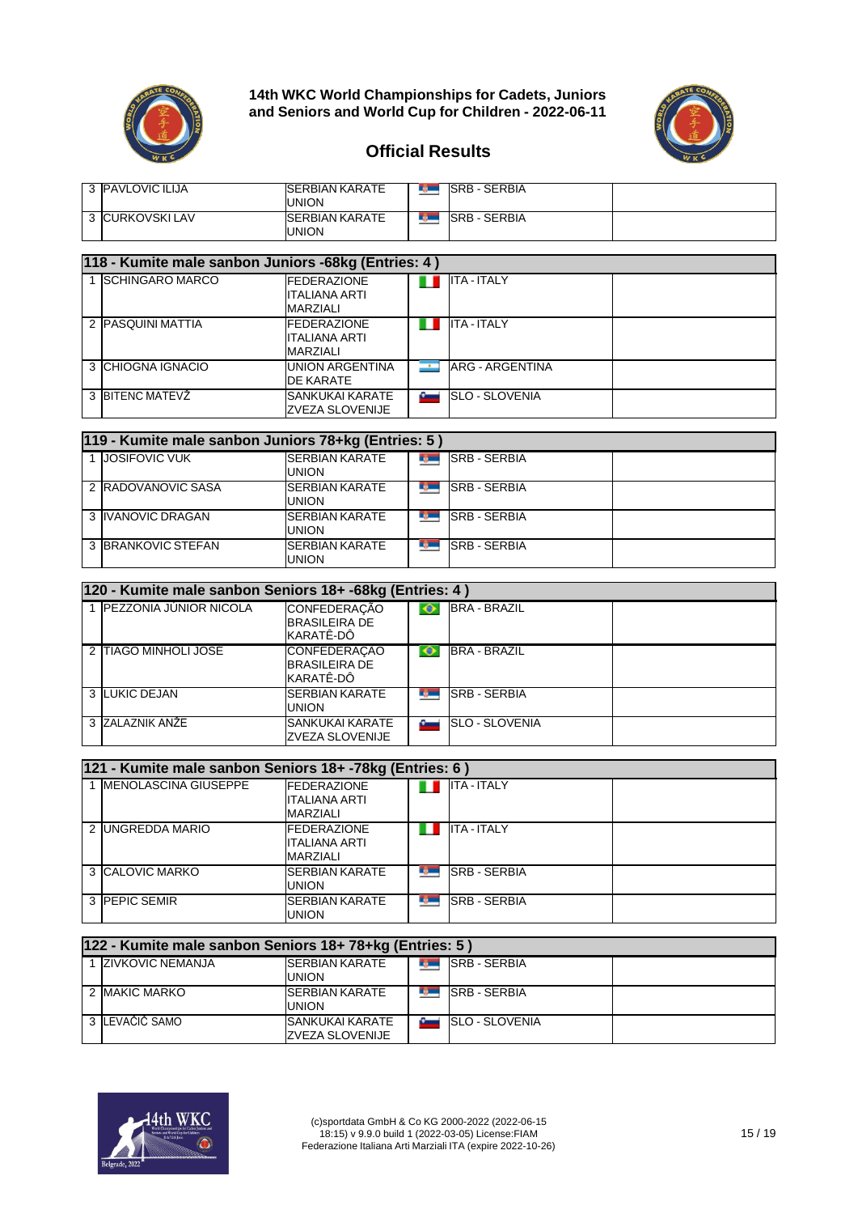**14th WKC World Championships for Cadets, Juniors and Seniors and World Cup for Children - 2022-06-11**

## Official Results

| | | | |
|---|---|---|---|
| 3 | PAVLOVIC ILIJA | SERBIAN KARATE UNION | SRB - SERBIA |
| 3 | CURKOVSKI LAV | SERBIAN KARATE UNION | SRB - SERBIA |

### 118 - Kumite male sanbon Juniors -68kg (Entries: 4 )

| | | | |
|---|---|---|---|
| 1 | SCHINGARO MARCO | FEDERAZIONE ITALIANA ARTI MARZIALI | ITA - ITALY |
| 2 | PASQUINI MATTIA | FEDERAZIONE ITALIANA ARTI MARZIALI | ITA - ITALY |
| 3 | CHIOGNA IGNACIO | UNION ARGENTINA DE KARATE | ARG - ARGENTINA |
| 3 | BITENC MATEVŽ | SANKUKAI KARATE ZVEZA SLOVENIJE | SLO - SLOVENIA |

### 119 - Kumite male sanbon Juniors 78+kg (Entries: 5 )

| | | | |
|---|---|---|---|
| 1 | JOSIFOVIC VUK | SERBIAN KARATE UNION | SRB - SERBIA |
| 2 | RADOVANOVIC SASA | SERBIAN KARATE UNION | SRB - SERBIA |
| 3 | IVANOVIC DRAGAN | SERBIAN KARATE UNION | SRB - SERBIA |
| 3 | BRANKOVIC STEFAN | SERBIAN KARATE UNION | SRB - SERBIA |

### 120 - Kumite male sanbon Seniors 18+ -68kg (Entries: 4 )

| | | | |
|---|---|---|---|
| 1 | PEZZONIA JÚNIOR NICOLA | CONFEDERAÇÃO BRASILEIRA DE KARATÊ-DÔ | BRA - BRAZIL |
| 2 | TIAGO MINHOLI JOSE | CONFEDERAÇAO BRASILEIRA DE KARATÊ-DÔ | BRA - BRAZIL |
| 3 | LUKIC DEJAN | SERBIAN KARATE UNION | SRB - SERBIA |
| 3 | ZALAZNIK ANŽE | SANKUKAI KARATE ZVEZA SLOVENIJE | SLO - SLOVENIA |

### 121 - Kumite male sanbon Seniors 18+ -78kg (Entries: 6 )

| | | | |
|---|---|---|---|
| 1 | MENOLASCINA GIUSEPPE | FEDERAZIONE ITALIANA ARTI MARZIALI | ITA - ITALY |
| 2 | UNGREDDA MARIO | FEDERAZIONE ITALIANA ARTI MARZIALI | ITA - ITALY |
| 3 | CALOVIC MARKO | SERBIAN KARATE UNION | SRB - SERBIA |
| 3 | PEPIC SEMIR | SERBIAN KARATE UNION | SRB - SERBIA |

### 122 - Kumite male sanbon Seniors 18+ 78+kg (Entries: 5 )

| | | | |
|---|---|---|---|
| 1 | ZIVKOVIC NEMANJA | SERBIAN KARATE UNION | SRB - SERBIA |
| 2 | MAKIC MARKO | SERBIAN KARATE UNION | SRB - SERBIA |
| 3 | LEVAČIČ SAMO | SANKUKAI KARATE ZVEZA SLOVENIJE | SLO - SLOVENIA |

(c)sportdata GmbH & Co KG 2000-2022 (2022-06-15 18:15) v 9.9.0 build 1 (2022-03-05) License:FIAM Federazione Italiana Arti Marziali ITA (expire 2022-10-26)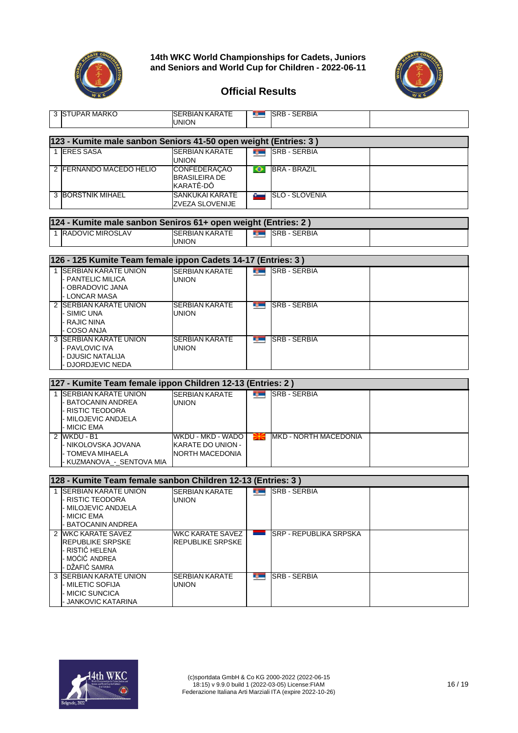# 14th WKC World Championships for Cadets, Juniors and Seniors and World Cup for Children - 2022-06-11

## Official Results

| | | | |
|---|---|---|---|
| 3 | STUPAR MARKO | SERBIAN KARATE UNION | SRB - SERBIA |

### 123 - Kumite male sanbon Seniors 41-50 open weight (Entries: 3 )

| | | | |
|---|---|---|---|
| 1 | ERES SASA | SERBIAN KARATE UNION | SRB - SERBIA |
| 2 | FERNANDO MACEDO HELIO | CONFEDERAÇAO BRASILEIRA DE KARATÊ-DÔ | BRA - BRAZIL |
| 3 | BORSTNIK MIHAEL | SANKUKAI KARATE ZVEZA SLOVENIJE | SLO - SLOVENIA |

### 124 - Kumite male sanbon Seniros 61+ open weight (Entries: 2 )

| | | | |
|---|---|---|---|
| 1 | RADOVIC MIROSLAV | SERBIAN KARATE UNION | SRB - SERBIA |

### 126 - 125 Kumite Team female ippon Cadets 14-17 (Entries: 3 )

| | | | |
|---|---|---|---|
| 1 | SERBIAN KARATE UNION<br>- PANTELIC MILICA<br>- OBRADOVIC JANA<br>- LONCAR MASA | SERBIAN KARATE UNION | SRB - SERBIA |
| 2 | SERBIAN KARATE UNION<br>- SIMIC UNA<br>- RAJIC NINA<br>- COSO ANJA | SERBIAN KARATE UNION | SRB - SERBIA |
| 3 | SERBIAN KARATE UNION<br>- PAVLOVIC IVA<br>- DJUSIC NATALIJA<br>- DJORDJEVIC NEDA | SERBIAN KARATE UNION | SRB - SERBIA |

### 127 - Kumite Team female ippon Children 12-13 (Entries: 2 )

| | | | |
|---|---|---|---|
| 1 | SERBIAN KARATE UNION<br>- BATOCANIN ANDREA<br>- RISTIC TEODORA<br>- MILOJEVIC ANDJELA<br>- MICIC EMA | SERBIAN KARATE UNION | SRB - SERBIA |
| 2 | WKDU - B1<br>- NIKOLOVSKA JOVANA<br>- TOMEVA MIHAELA<br>- KUZMANOVA_-_SENTOVA MIA | WKDU - MKD - WADO KARATE DO UNION - NORTH MACEDONIA | MKD - NORTH MACEDONIA |

### 128 - Kumite Team female sanbon Children 12-13 (Entries: 3 )

| | | | |
|---|---|---|---|
| 1 | SERBIAN KARATE UNION<br>- RISTIC TEODORA<br>- MILOJEVIC ANDJELA<br>- MICIC EMA<br>- BATOCANIN ANDREA | SERBIAN KARATE UNION | SRB - SERBIA |
| 2 | WKC KARATE SAVEZ REPUBLIKE SRPSKE<br>- RISTIĆ HELENA<br>- MOĆIĆ ANDREA<br>- DŽAFIĆ SAMRA | WKC KARATE SAVEZ REPUBLIKE SRPSKE | SRP - REPUBLIKA SRPSKA |
| 3 | SERBIAN KARATE UNION<br>- MILETIC SOFIJA<br>- MICIC SUNCICA<br>- JANKOVIC KATARINA | SERBIAN KARATE UNION | SRB - SERBIA |

(c)sportdata GmbH & Co KG 2000-2022 (2022-06-15 18:15) v 9.9.0 build 1 (2022-03-05) License:FIAM Federazione Italiana Arti Marziali ITA (expire 2022-10-26)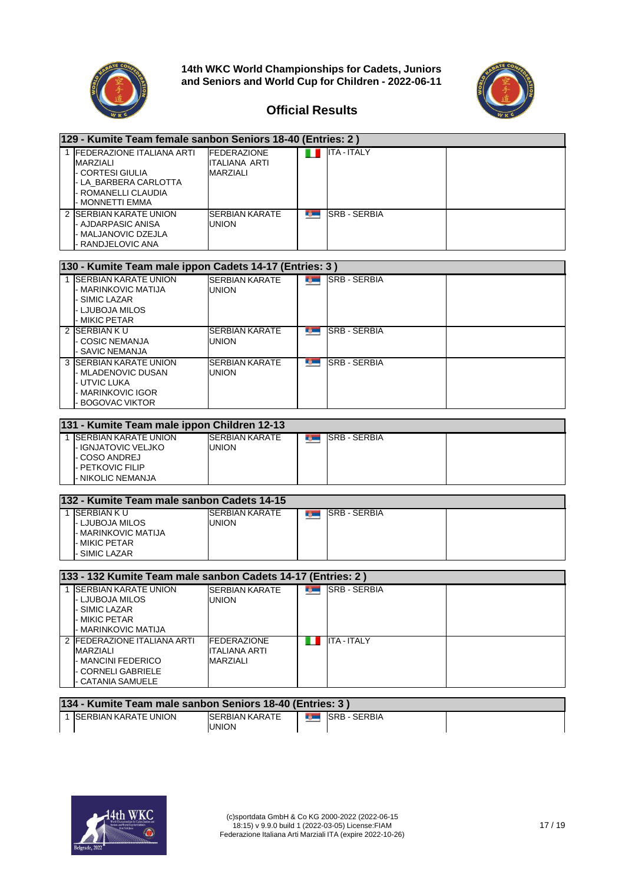**14th WKC World Championships for Cadets, Juniors and Seniors and World Cup for Children - 2022-06-11**

## Official Results

### 129 - Kumite Team female sanbon Seniors 18-40 (Entries: 2 )

| | Team | Club | Country |
|---|---|---|---|
| 1 | FEDERAZIONE ITALIANA ARTI MARZIALI<br>- CORTESI GIULIA<br>- LA_BARBERA CARLOTTA<br>- ROMANELLI CLAUDIA<br>- MONNETTI EMMA | FEDERAZIONE ITALIANA ARTI MARZIALI | ITA - ITALY |
| 2 | SERBIAN KARATE UNION<br>- AJDARPASIC ANISA<br>- MALJANOVIC DZEJLA<br>- RANDJELOVIC ANA | SERBIAN KARATE UNION | SRB - SERBIA |

### 130 - Kumite Team male ippon Cadets 14-17 (Entries: 3 )

| | Team | Club | Country |
|---|---|---|---|
| 1 | SERBIAN KARATE UNION<br>- MARINKOVIC MATIJA<br>- SIMIC LAZAR<br>- LJUBOJA MILOS<br>- MIKIC PETAR | SERBIAN KARATE UNION | SRB - SERBIA |
| 2 | SERBIAN K U<br>- COSIC NEMANJA<br>- SAVIC NEMANJA | SERBIAN KARATE UNION | SRB - SERBIA |
| 3 | SERBIAN KARATE UNION<br>- MLADENOVIC DUSAN<br>- UTVIC LUKA<br>- MARINKOVIC IGOR<br>- BOGOVAC VIKTOR | SERBIAN KARATE UNION | SRB - SERBIA |

### 131 - Kumite Team male ippon Children 12-13

| | Team | Club | Country |
|---|---|---|---|
| 1 | SERBIAN KARATE UNION<br>- IGNJATOVIC VELJKO<br>- COSO ANDREJ<br>- PETKOVIC FILIP<br>- NIKOLIC NEMANJA | SERBIAN KARATE UNION | SRB - SERBIA |

### 132 - Kumite Team male sanbon Cadets 14-15

| | Team | Club | Country |
|---|---|---|---|
| 1 | SERBIAN K U<br>- LJUBOJA MILOS<br>- MARINKOVIC MATIJA<br>- MIKIC PETAR<br>- SIMIC LAZAR | SERBIAN KARATE UNION | SRB - SERBIA |

### 133 - 132 Kumite Team male sanbon Cadets 14-17 (Entries: 2 )

| | Team | Club | Country |
|---|---|---|---|
| 1 | SERBIAN KARATE UNION<br>- LJUBOJA MILOS<br>- SIMIC LAZAR<br>- MIKIC PETAR<br>- MARINKOVIC MATIJA | SERBIAN KARATE UNION | SRB - SERBIA |
| 2 | FEDERAZIONE ITALIANA ARTI MARZIALI<br>- MANCINI FEDERICO<br>- CORNELI GABRIELE<br>- CATANIA SAMUELE | FEDERAZIONE ITALIANA ARTI MARZIALI | ITA - ITALY |

### 134 - Kumite Team male sanbon Seniors 18-40 (Entries: 3 )

| | Team | Club | Country |
|---|---|---|---|
| 1 | SERBIAN KARATE UNION | SERBIAN KARATE UNION | SRB - SERBIA |

(c)sportdata GmbH & Co KG 2000-2022 (2022-06-15 18:15) v 9.9.0 build 1 (2022-03-05) License:FIAM
Federazione Italiana Arti Marziali ITA (expire 2022-10-26)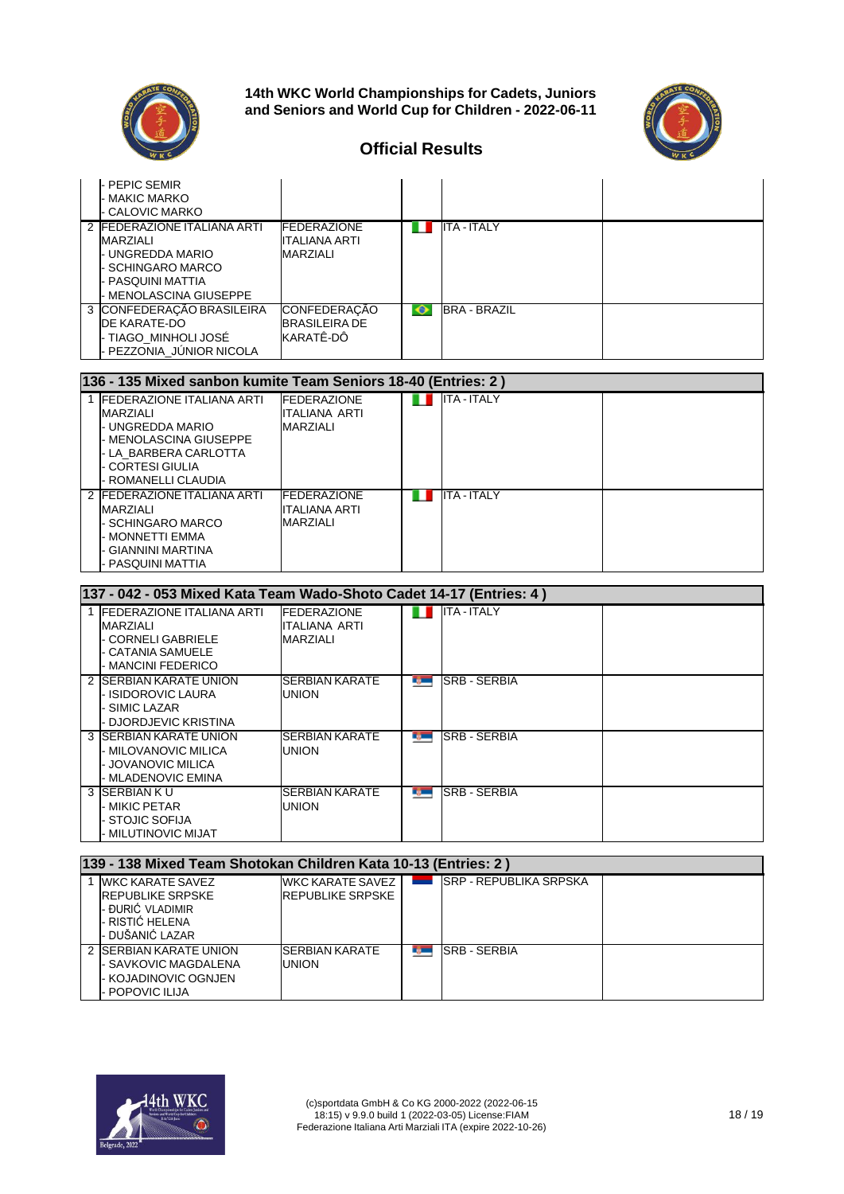## 14th WKC World Championships for Cadets, Juniors and Seniors and World Cup for Children - 2022-06-11

### Official Results

| | | | | |
|---|---|---|---|---|
| | - PEPIC SEMIR<br>- MAKIC MARKO<br>- CALOVIC MARKO | | | |
| 2 | FEDERAZIONE ITALIANA ARTI MARZIALI<br>- UNGREDDA MARIO<br>- SCHINGARO MARCO<br>- PASQUINI MATTIA<br>- MENOLASCINA GIUSEPPE | FEDERAZIONE ITALIANA ARTI MARZIALI | ITA - ITALY | |
| 3 | CONFEDERAÇÃO BRASILEIRA DE KARATE-DO<br>- TIAGO_MINHOLI JOSÉ<br>- PEZZONIA_JÚNIOR NICOLA | CONFEDERAÇÃO BRASILEIRA DE KARATÊ-DÔ | BRA - BRAZIL | |

### 136 - 135 Mixed sanbon kumite Team Seniors 18-40 (Entries: 2 )

| | | | | |
|---|---|---|---|---|
| 1 | FEDERAZIONE ITALIANA ARTI MARZIALI<br>- UNGREDDA MARIO<br>- MENOLASCINA GIUSEPPE<br>- LA_BARBERA CARLOTTA<br>- CORTESI GIULIA<br>- ROMANELLI CLAUDIA | FEDERAZIONE ITALIANA ARTI MARZIALI | ITA - ITALY | |
| 2 | FEDERAZIONE ITALIANA ARTI MARZIALI<br>- SCHINGARO MARCO<br>- MONNETTI EMMA<br>- GIANNINI MARTINA<br>- PASQUINI MATTIA | FEDERAZIONE ITALIANA ARTI MARZIALI | ITA - ITALY | |

### 137 - 042 - 053 Mixed Kata Team Wado-Shoto Cadet 14-17 (Entries: 4 )

| | | | | |
|---|---|---|---|---|
| 1 | FEDERAZIONE ITALIANA ARTI MARZIALI<br>- CORNELI GABRIELE<br>- CATANIA SAMUELE<br>- MANCINI FEDERICO | FEDERAZIONE ITALIANA ARTI MARZIALI | ITA - ITALY | |
| 2 | SERBIAN KARATE UNION<br>- ISIDOROVIC LAURA<br>- SIMIC LAZAR<br>- DJORDJEVIC KRISTINA | SERBIAN KARATE UNION | SRB - SERBIA | |
| 3 | SERBIAN KARATE UNION<br>- MILOVANOVIC MILICA<br>- JOVANOVIC MILICA<br>- MLADENOVIC EMINA | SERBIAN KARATE UNION | SRB - SERBIA | |
| 3 | SERBIAN K U<br>- MIKIC PETAR<br>- STOJIC SOFIJA<br>- MILUTINOVIC MIJAT | SERBIAN KARATE UNION | SRB - SERBIA | |

### 139 - 138 Mixed Team Shotokan Children Kata 10-13 (Entries: 2 )

| | | | | |
|---|---|---|---|---|
| 1 | WKC KARATE SAVEZ REPUBLIKE SRPSKE<br>- ĐURIĆ VLADIMIR<br>- RISTIĆ HELENA<br>- DUŠANIĆ LAZAR | WKC KARATE SAVEZ REPUBLIKE SRPSKE | SRP - REPUBLIKA SRPSKA | |
| 2 | SERBIAN KARATE UNION<br>- SAVKOVIC MAGDALENA<br>- KOJADINOVIC OGNJEN<br>- POPOVIC ILIJA | SERBIAN KARATE UNION | SRB - SERBIA | |

(c)sportdata GmbH & Co KG 2000-2022 (2022-06-15 18:15) v 9.9.0 build 1 (2022-03-05) License:FIAM Federazione Italiana Arti Marziali ITA (expire 2022-10-26)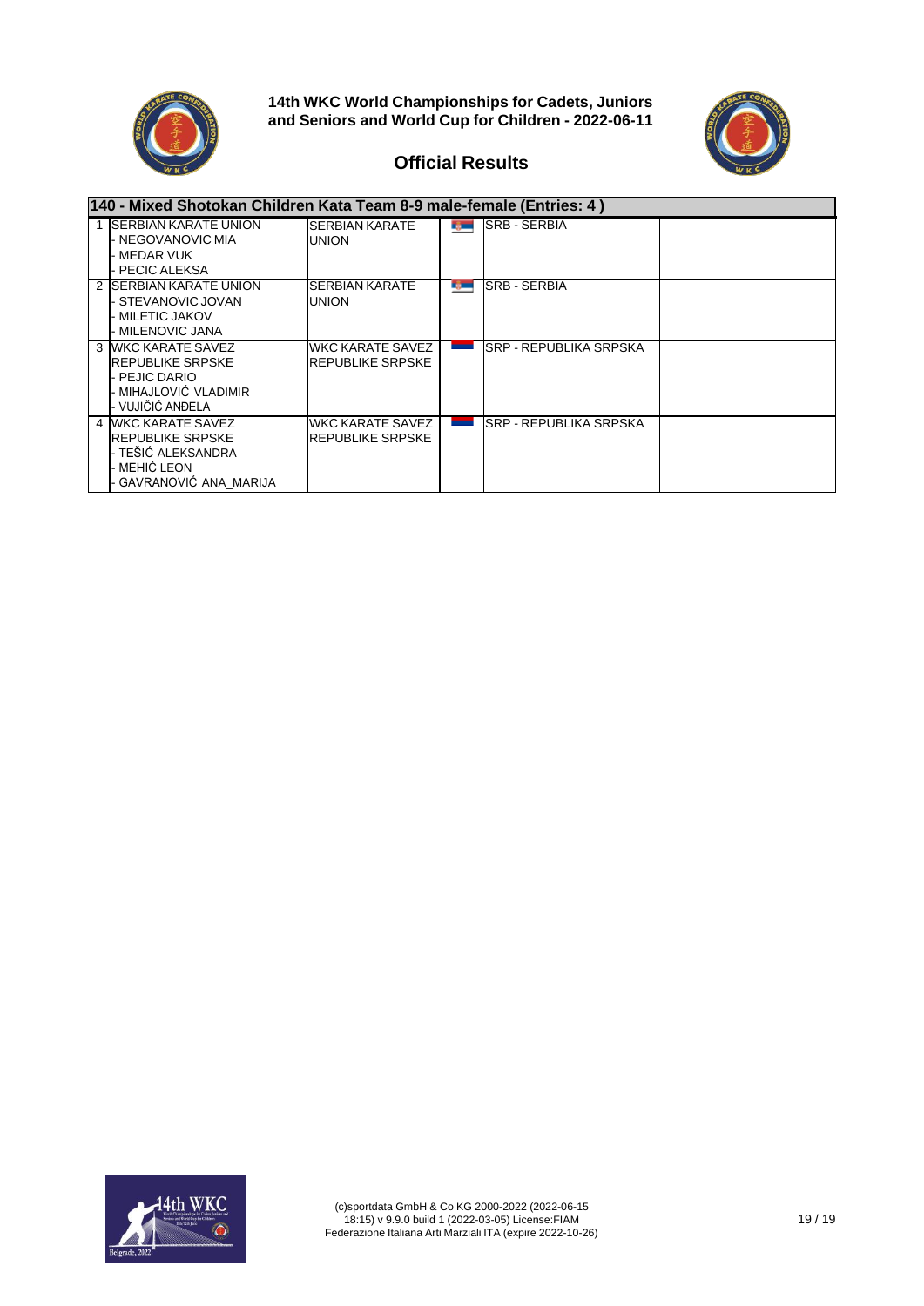**14th WKC World Championships for Cadets, Juniors and Seniors and World Cup for Children - 2022-06-11**

## Official Results

### 140 - Mixed Shotokan Children Kata Team 8-9 male-female (Entries: 4 )

| | | | | | |
|---|---|---|---|---|---|
| 1 | SERBIAN KARATE UNION<br>- NEGOVANOVIC MIA<br>- MEDAR VUK<br>- PECIC ALEKSA | SERBIAN KARATE UNION | | SRB - SERBIA | |
| 2 | SERBIAN KARATE UNION<br>- STEVANOVIC JOVAN<br>- MILETIC JAKOV<br>- MILENOVIC JANA | SERBIAN KARATE UNION | | SRB - SERBIA | |
| 3 | WKC KARATE SAVEZ REPUBLIKE SRPSKE<br>- PEJIC DARIO<br>- MIHAJLOVIĆ VLADIMIR<br>- VUJIČIĆ ANĐELA | WKC KARATE SAVEZ REPUBLIKE SRPSKE | | SRP - REPUBLIKA SRPSKA | |
| 4 | WKC KARATE SAVEZ REPUBLIKE SRPSKE<br>- TEŠIĆ ALEKSANDRA<br>- MEHIĆ LEON<br>- GAVRANOVIĆ ANA_MARIJA | WKC KARATE SAVEZ REPUBLIKE SRPSKE | | SRP - REPUBLIKA SRPSKA | |

(c)sportdata GmbH & Co KG 2000-2022 (2022-06-15 18:15) v 9.9.0 build 1 (2022-03-05) License:FIAM Federazione Italiana Arti Marziali ITA (expire 2022-10-26)